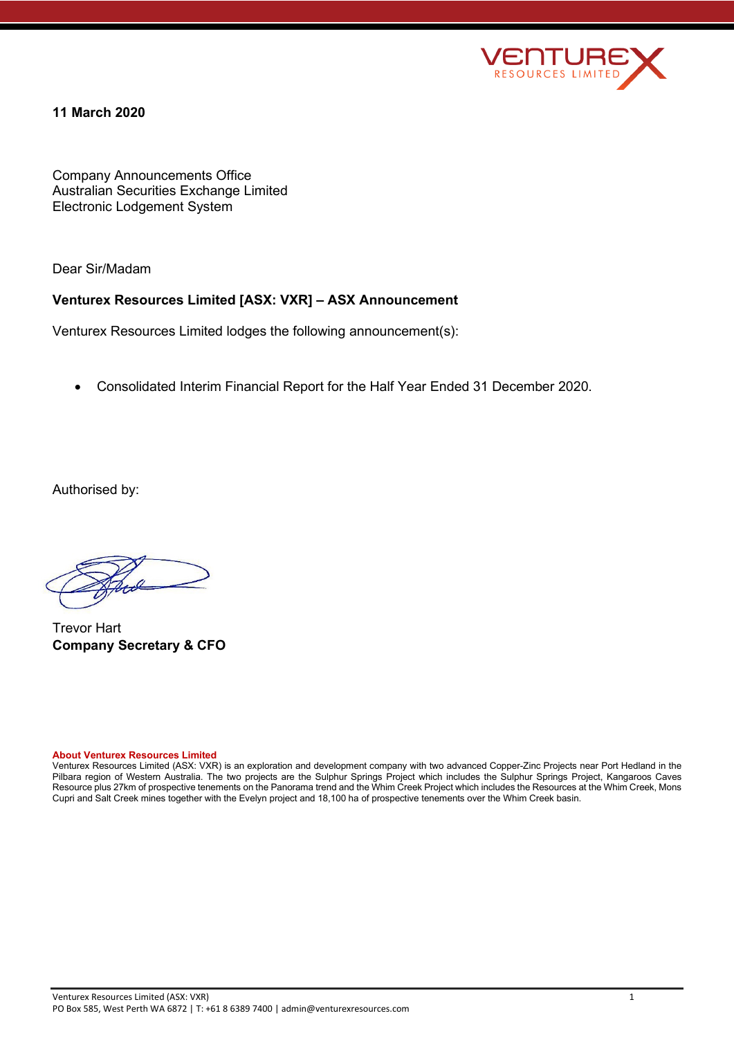**11 March 2020**

Company Announcements Office
Australian Securities Exchange Limited
Electronic Lodgement System

Dear Sir/Madam

**Venturex Resources Limited [ASX: VXR] – ASX Announcement**

Venturex Resources Limited lodges the following announcement(s):

- Consolidated Interim Financial Report for the Half Year Ended 31 December 2020.

Authorised by:

Trevor Hart
**Company Secretary & CFO**

**About Venturex Resources Limited**
Venturex Resources Limited (ASX: VXR) is an exploration and development company with two advanced Copper-Zinc Projects near Port Hedland in the Pilbara region of Western Australia. The two projects are the Sulphur Springs Project which includes the Sulphur Springs Project, Kangaroos Caves Resource plus 27km of prospective tenements on the Panorama trend and the Whim Creek Project which includes the Resources at the Whim Creek, Mons Cupri and Salt Creek mines together with the Evelyn project and 18,100 ha of prospective tenements over the Whim Creek basin.

Venturex Resources Limited (ASX: VXR)
PO Box 585, West Perth WA 6872 | T: +61 8 6389 7400 | admin@venturexresources.com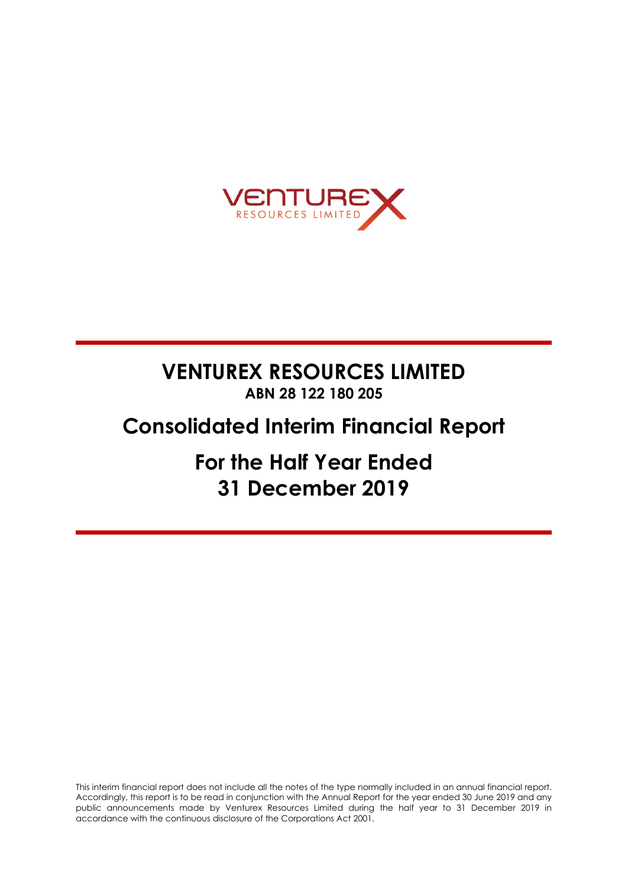# VENTUREX RESOURCES LIMITED

**ABN 28 122 180 205**

# Consolidated Interim Financial Report

# For the Half Year Ended 31 December 2019

This interim financial report does not include all the notes of the type normally included in an annual financial report. Accordingly, this report is to be read in conjunction with the Annual Report for the year ended 30 June 2019 and any public announcements made by Venturex Resources Limited during the half year to 31 December 2019 in accordance with the continuous disclosure of the Corporations Act 2001.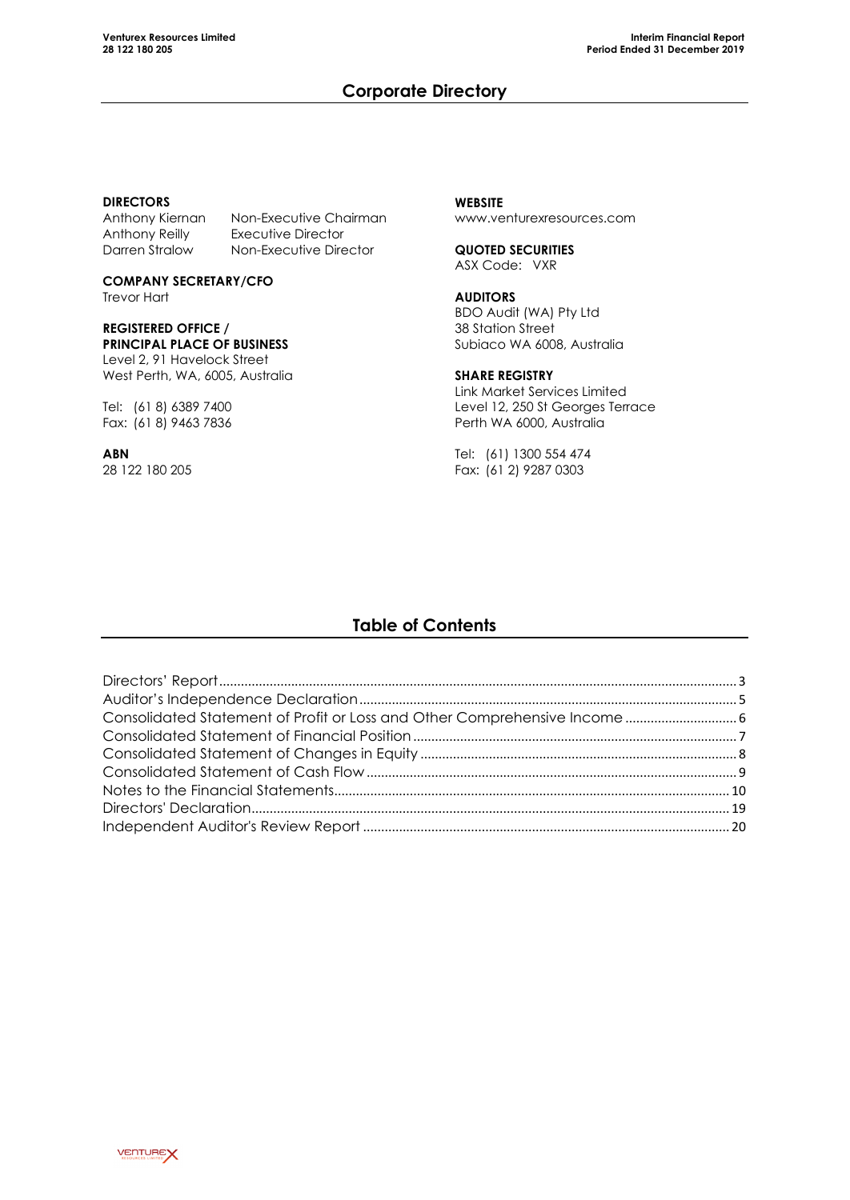# Corporate Directory

**DIRECTORS**

| | |
|---|---|
| Anthony Kiernan | Non-Executive Chairman |
| Anthony Reilly | Executive Director |
| Darren Stralow | Non-Executive Director |

**COMPANY SECRETARY/CFO**
Trevor Hart

**REGISTERED OFFICE / PRINCIPAL PLACE OF BUSINESS**
Level 2, 91 Havelock Street
West Perth, WA, 6005, Australia

Tel: (61 8) 6389 7400
Fax: (61 8) 9463 7836

**ABN**
28 122 180 205

**WEBSITE**
www.venturexresources.com

**QUOTED SECURITIES**
ASX Code: VXR

**AUDITORS**
BDO Audit (WA) Pty Ltd
38 Station Street
Subiaco WA 6008, Australia

**SHARE REGISTRY**
Link Market Services Limited
Level 12, 250 St Georges Terrace
Perth WA 6000, Australia

Tel: (61) 1300 554 474
Fax: (61 2) 9287 0303

# Table of Contents

| | |
|---|---|
| Directors' Report | 3 |
| Auditor's Independence Declaration | 5 |
| Consolidated Statement of Profit or Loss and Other Comprehensive Income | 6 |
| Consolidated Statement of Financial Position | 7 |
| Consolidated Statement of Changes in Equity | 8 |
| Consolidated Statement of Cash Flow | 9 |
| Notes to the Financial Statements | 10 |
| Directors' Declaration | 19 |
| Independent Auditor's Review Report | 20 |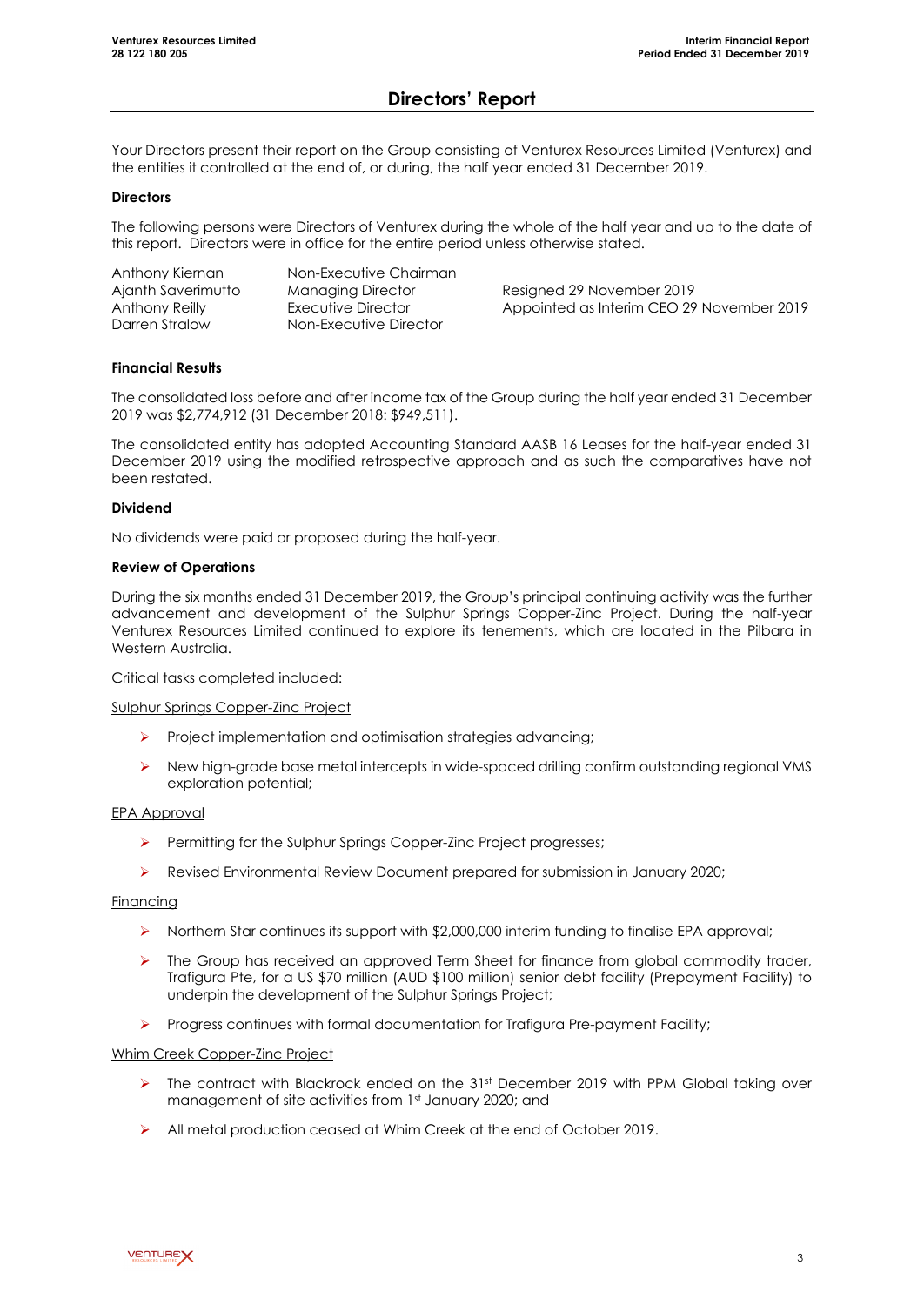# Directors' Report

Your Directors present their report on the Group consisting of Venturex Resources Limited (Venturex) and the entities it controlled at the end of, or during, the half year ended 31 December 2019.

**Directors**

The following persons were Directors of Venturex during the whole of the half year and up to the date of this report. Directors were in office for the entire period unless otherwise stated.

| | | |
|---|---|---|
| Anthony Kiernan | Non-Executive Chairman | |
| Ajanth Saverimutto | Managing Director | Resigned 29 November 2019 |
| Anthony Reilly | Executive Director | Appointed as Interim CEO 29 November 2019 |
| Darren Stralow | Non-Executive Director | |

**Financial Results**

The consolidated loss before and after income tax of the Group during the half year ended 31 December 2019 was $2,774,912 (31 December 2018: $949,511).

The consolidated entity has adopted Accounting Standard AASB 16 Leases for the half-year ended 31 December 2019 using the modified retrospective approach and as such the comparatives have not been restated.

**Dividend**

No dividends were paid or proposed during the half-year.

**Review of Operations**

During the six months ended 31 December 2019, the Group's principal continuing activity was the further advancement and development of the Sulphur Springs Copper-Zinc Project. During the half-year Venturex Resources Limited continued to explore its tenements, which are located in the Pilbara in Western Australia.

Critical tasks completed included:

Sulphur Springs Copper-Zinc Project

- Project implementation and optimisation strategies advancing;
- New high-grade base metal intercepts in wide-spaced drilling confirm outstanding regional VMS exploration potential;

EPA Approval

- Permitting for the Sulphur Springs Copper-Zinc Project progresses;
- Revised Environmental Review Document prepared for submission in January 2020;

Financing

- Northern Star continues its support with $2,000,000 interim funding to finalise EPA approval;
- The Group has received an approved Term Sheet for finance from global commodity trader, Trafigura Pte, for a US $70 million (AUD $100 million) senior debt facility (Prepayment Facility) to underpin the development of the Sulphur Springs Project;
- Progress continues with formal documentation for Trafigura Pre-payment Facility;

Whim Creek Copper-Zinc Project

- The contract with Blackrock ended on the 31st December 2019 with PPM Global taking over management of site activities from 1st January 2020; and
- All metal production ceased at Whim Creek at the end of October 2019.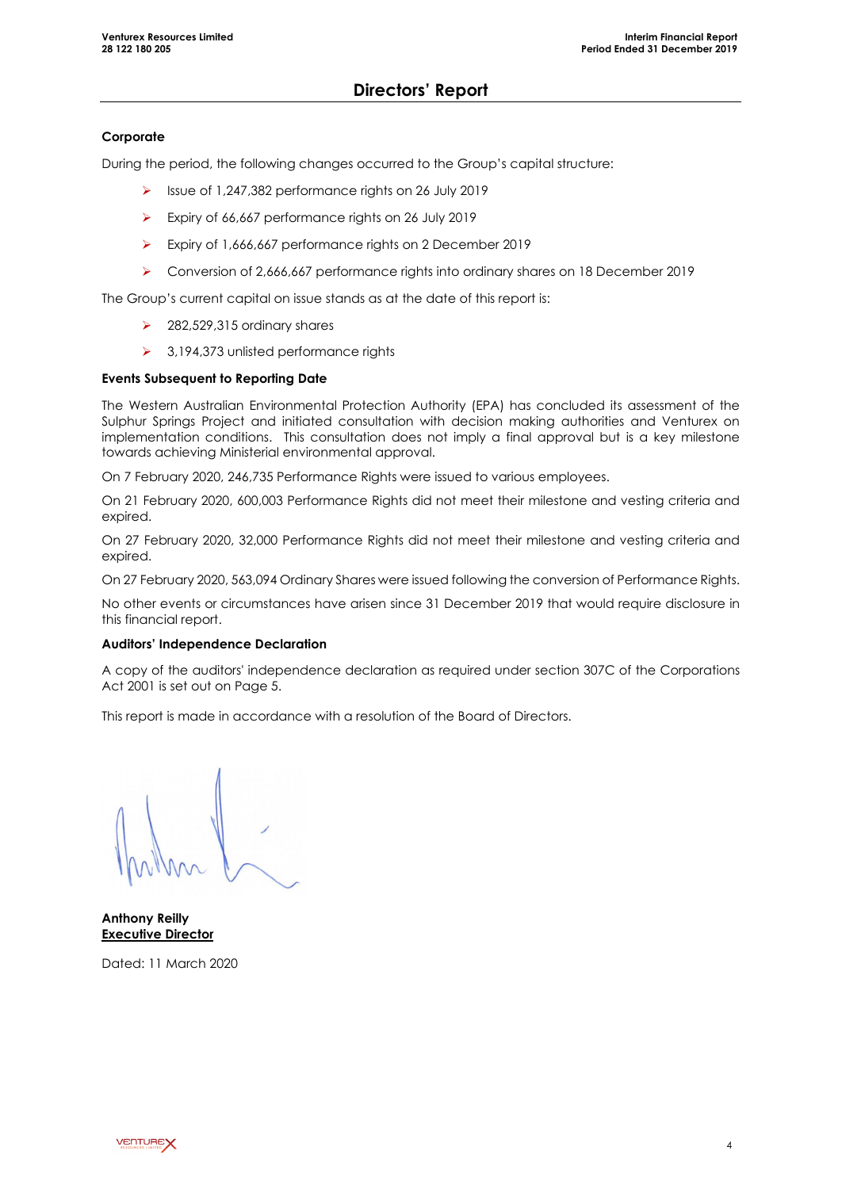# Directors' Report

**Corporate**

During the period, the following changes occurred to the Group's capital structure:

- Issue of 1,247,382 performance rights on 26 July 2019
- Expiry of 66,667 performance rights on 26 July 2019
- Expiry of 1,666,667 performance rights on 2 December 2019
- Conversion of 2,666,667 performance rights into ordinary shares on 18 December 2019

The Group's current capital on issue stands as at the date of this report is:

- 282,529,315 ordinary shares
- 3,194,373 unlisted performance rights

**Events Subsequent to Reporting Date**

The Western Australian Environmental Protection Authority (EPA) has concluded its assessment of the Sulphur Springs Project and initiated consultation with decision making authorities and Venturex on implementation conditions. This consultation does not imply a final approval but is a key milestone towards achieving Ministerial environmental approval.

On 7 February 2020, 246,735 Performance Rights were issued to various employees.

On 21 February 2020, 600,003 Performance Rights did not meet their milestone and vesting criteria and expired.

On 27 February 2020, 32,000 Performance Rights did not meet their milestone and vesting criteria and expired.

On 27 February 2020, 563,094 Ordinary Shares were issued following the conversion of Performance Rights.

No other events or circumstances have arisen since 31 December 2019 that would require disclosure in this financial report.

**Auditors' Independence Declaration**

A copy of the auditors' independence declaration as required under section 307C of the Corporations Act 2001 is set out on Page 5.

This report is made in accordance with a resolution of the Board of Directors.

**Anthony Reilly**
**Executive Director**

Dated: 11 March 2020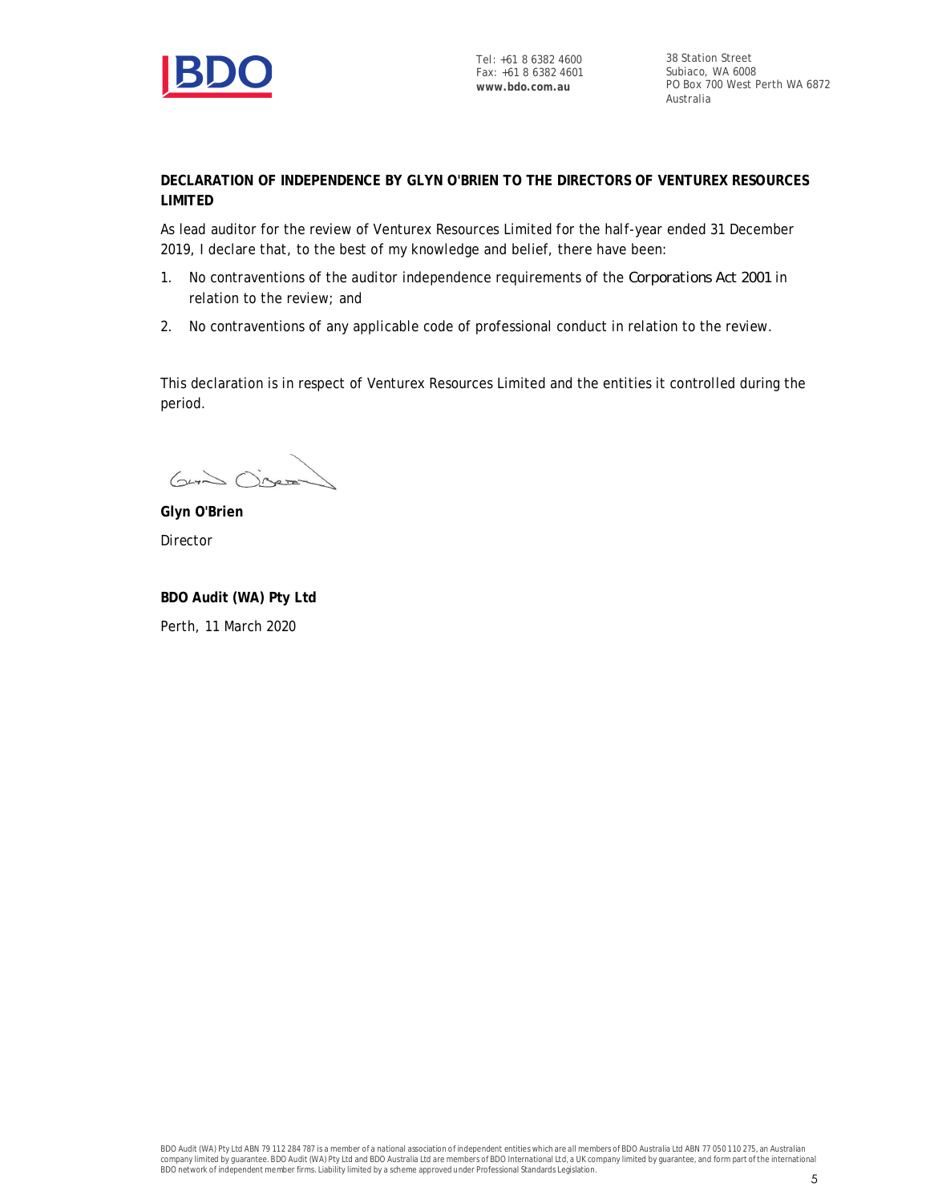Tel: +61 8 6382 4600
Fax: +61 8 6382 4601
**www.bdo.com.au**

38 Station Street
Subiaco, WA 6008
PO Box 700 West Perth WA 6872
Australia

**DECLARATION OF INDEPENDENCE BY GLYN O'BRIEN TO THE DIRECTORS OF VENTUREX RESOURCES LIMITED**

As lead auditor for the review of Venturex Resources Limited for the half-year ended 31 December 2019, I declare that, to the best of my knowledge and belief, there have been:

1. No contraventions of the auditor independence requirements of the *Corporations Act 2001* in relation to the review; and
2. No contraventions of any applicable code of professional conduct in relation to the review.

This declaration is in respect of Venturex Resources Limited and the entities it controlled during the period.

**Glyn O'Brien**
Director

**BDO Audit (WA) Pty Ltd**
Perth, 11 March 2020

BDO Audit (WA) Pty Ltd ABN 79 112 284 787 is a member of a national association of independent entities which are all members of BDO Australia Ltd ABN 77 050 110 275, an Australian company limited by guarantee. BDO Audit (WA) Pty Ltd and BDO Australia Ltd are members of BDO International Ltd, a UK company limited by guarantee, and form part of the international BDO network of independent member firms. Liability limited by a scheme approved under Professional Standards Legislation.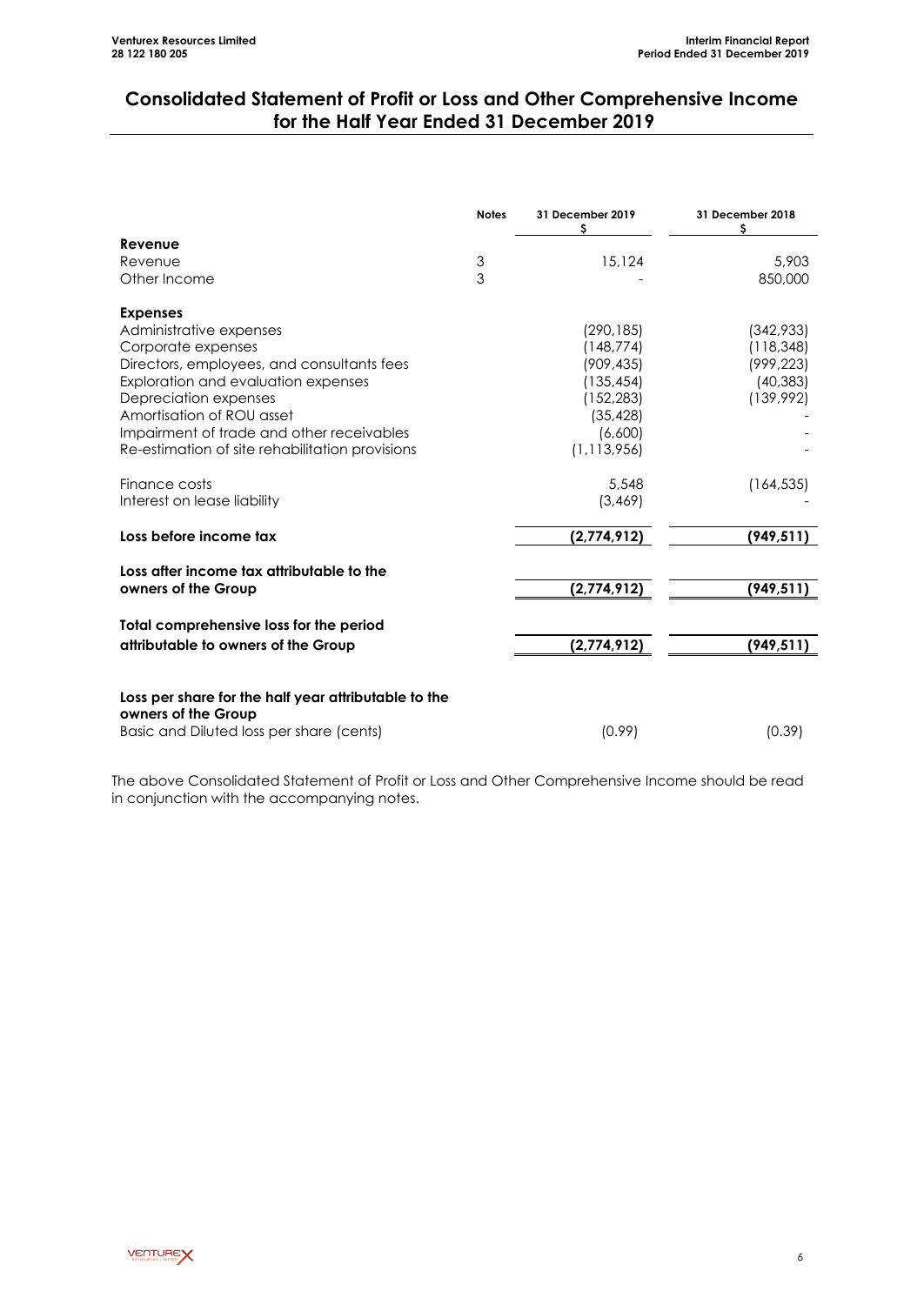# Consolidated Statement of Profit or Loss and Other Comprehensive Income for the Half Year Ended 31 December 2019

| | Notes | 31 December 2019<br>$ | 31 December 2018<br>$ |
|---|---|---|---|
| **Revenue** | | | |
| Revenue | 3 | 15,124 | 5,903 |
| Other Income | 3 | - | 850,000 |
| | | | |
| **Expenses** | | | |
| Administrative expenses | | (290,185) | (342,933) |
| Corporate expenses | | (148,774) | (118,348) |
| Directors, employees, and consultants fees | | (909,435) | (999,223) |
| Exploration and evaluation expenses | | (135,454) | (40,383) |
| Depreciation expenses | | (152,283) | (139,992) |
| Amortisation of ROU asset | | (35,428) | - |
| Impairment of trade and other receivables | | (6,600) | - |
| Re-estimation of site rehabilitation provisions | | (1,113,956) | - |
| | | | |
| Finance costs | | 5,548 | (164,535) |
| Interest on lease liability | | (3,469) | - |
| **Loss before income tax** | | **(2,774,912)** | **(949,511)** |
| | | | |
| **Loss after income tax attributable to the owners of the Group** | | **(2,774,912)** | **(949,511)** |
| | | | |
| **Total comprehensive loss for the period attributable to owners of the Group** | | **(2,774,912)** | **(949,511)** |
| | | | |
| **Loss per share for the half year attributable to the owners of the Group** | | | |
| Basic and Diluted loss per share (cents) | | (0.99) | (0.39) |

The above Consolidated Statement of Profit or Loss and Other Comprehensive Income should be read in conjunction with the accompanying notes.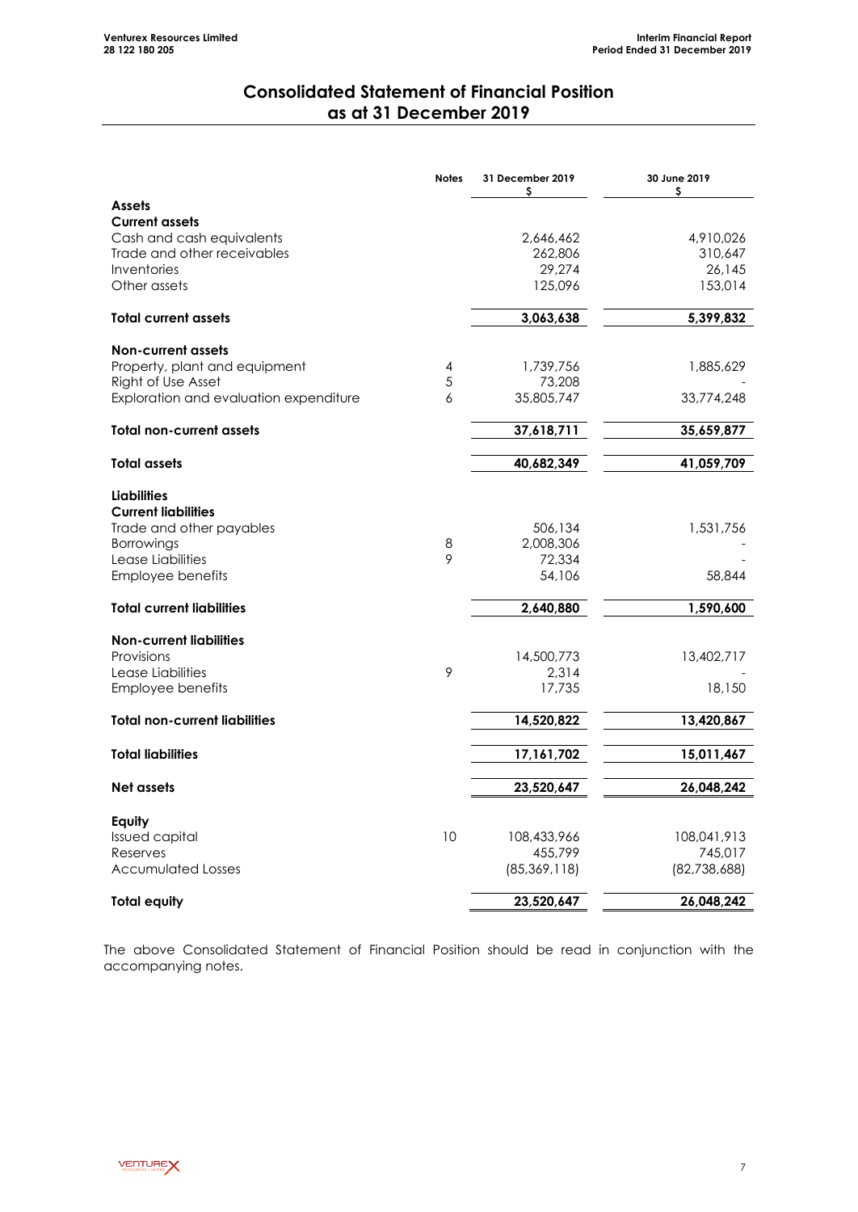# Consolidated Statement of Financial Position as at 31 December 2019

| | Notes | 31 December 2019 $ | 30 June 2019 $ |
|---|---|---|---|
| **Assets** | | | |
| **Current assets** | | | |
| Cash and cash equivalents | | 2,646,462 | 4,910,026 |
| Trade and other receivables | | 262,806 | 310,647 |
| Inventories | | 29,274 | 26,145 |
| Other assets | | 125,096 | 153,014 |
| **Total current assets** | | **3,063,638** | **5,399,832** |
| **Non-current assets** | | | |
| Property, plant and equipment | 4 | 1,739,756 | 1,885,629 |
| Right of Use Asset | 5 | 73,208 | - |
| Exploration and evaluation expenditure | 6 | 35,805,747 | 33,774,248 |
| **Total non-current assets** | | **37,618,711** | **35,659,877** |
| **Total assets** | | **40,682,349** | **41,059,709** |
| **Liabilities** | | | |
| **Current liabilities** | | | |
| Trade and other payables | | 506,134 | 1,531,756 |
| Borrowings | 8 | 2,008,306 | - |
| Lease Liabilities | 9 | 72,334 | - |
| Employee benefits | | 54,106 | 58,844 |
| **Total current liabilities** | | **2,640,880** | **1,590,600** |
| **Non-current liabilities** | | | |
| Provisions | | 14,500,773 | 13,402,717 |
| Lease Liabilities | 9 | 2,314 | - |
| Employee benefits | | 17,735 | 18,150 |
| **Total non-current liabilities** | | **14,520,822** | **13,420,867** |
| **Total liabilities** | | **17,161,702** | **15,011,467** |
| **Net assets** | | **23,520,647** | **26,048,242** |
| **Equity** | | | |
| Issued capital | 10 | 108,433,966 | 108,041,913 |
| Reserves | | 455,799 | 745,017 |
| Accumulated Losses | | (85,369,118) | (82,738,688) |
| **Total equity** | | **23,520,647** | **26,048,242** |

The above Consolidated Statement of Financial Position should be read in conjunction with the accompanying notes.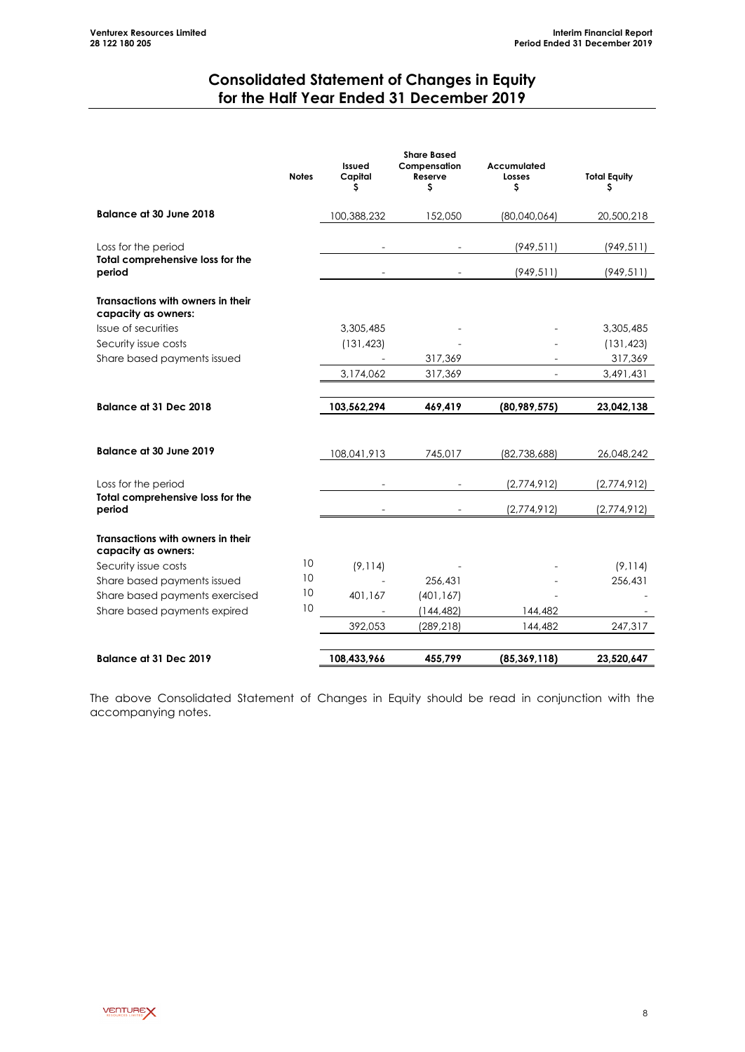# Consolidated Statement of Changes in Equity for the Half Year Ended 31 December 2019

| | Notes | Issued Capital $ | Share Based Compensation Reserve $ | Accumulated Losses $ | Total Equity $ |
|---|---|---|---|---|---|
| **Balance at 30 June 2018** | | 100,388,232 | 152,050 | (80,040,064) | 20,500,218 |
| Loss for the period | | - | - | (949,511) | (949,511) |
| **Total comprehensive loss for the period** | | - | - | (949,511) | (949,511) |
| **Transactions with owners in their capacity as owners:** | | | | | |
| Issue of securities | | 3,305,485 | - | - | 3,305,485 |
| Security issue costs | | (131,423) | - | - | (131,423) |
| Share based payments issued | | - | 317,369 | - | 317,369 |
| | | 3,174,062 | 317,369 | - | 3,491,431 |
| **Balance at 31 Dec 2018** | | **103,562,294** | **469,419** | **(80,989,575)** | **23,042,138** |
| **Balance at 30 June 2019** | | 108,041,913 | 745,017 | (82,738,688) | 26,048,242 |
| Loss for the period | | - | - | (2,774,912) | (2,774,912) |
| **Total comprehensive loss for the period** | | - | - | (2,774,912) | (2,774,912) |
| **Transactions with owners in their capacity as owners:** | | | | | |
| Security issue costs | 10 | (9,114) | - | - | (9,114) |
| Share based payments issued | 10 | - | 256,431 | - | 256,431 |
| Share based payments exercised | 10 | 401,167 | (401,167) | - | - |
| Share based payments expired | 10 | - | (144,482) | 144,482 | - |
| | | 392,053 | (289,218) | 144,482 | 247,317 |
| **Balance at 31 Dec 2019** | | **108,433,966** | **455,799** | **(85,369,118)** | **23,520,647** |

The above Consolidated Statement of Changes in Equity should be read in conjunction with the accompanying notes.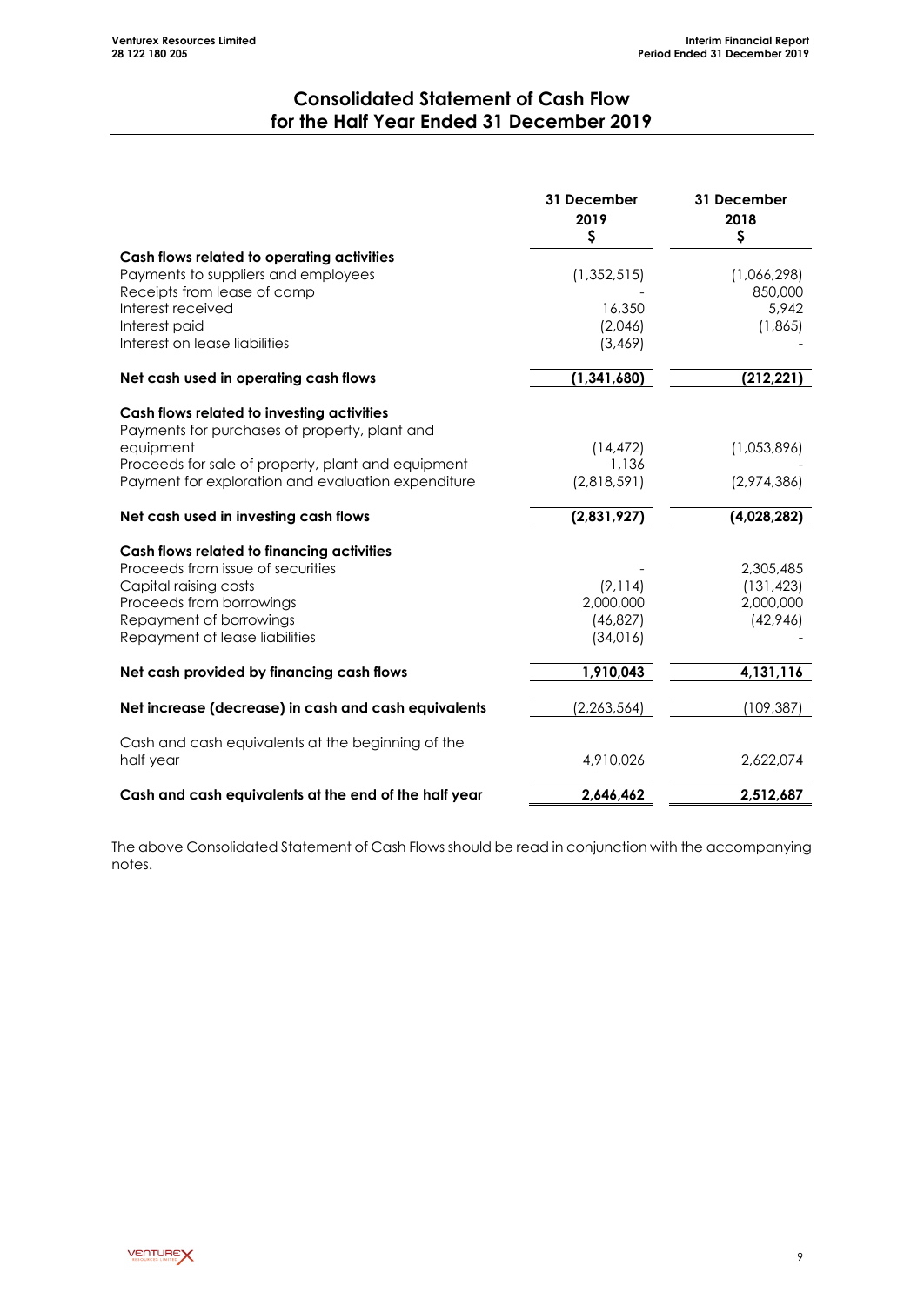# Consolidated Statement of Cash Flow for the Half Year Ended 31 December 2019

| | 31 December 2019 $ | 31 December 2018 $ |
|---|---|---|
| **Cash flows related to operating activities** | | |
| Payments to suppliers and employees | (1,352,515) | (1,066,298) |
| Receipts from lease of camp | - | 850,000 |
| Interest received | 16,350 | 5,942 |
| Interest paid | (2,046) | (1,865) |
| Interest on lease liabilities | (3,469) | - |
| **Net cash used in operating cash flows** | **(1,341,680)** | **(212,221)** |
| **Cash flows related to investing activities** | | |
| Payments for purchases of property, plant and equipment | (14,472) | (1,053,896) |
| Proceeds for sale of property, plant and equipment | 1,136 | - |
| Payment for exploration and evaluation expenditure | (2,818,591) | (2,974,386) |
| **Net cash used in investing cash flows** | **(2,831,927)** | **(4,028,282)** |
| **Cash flows related to financing activities** | | |
| Proceeds from issue of securities | - | 2,305,485 |
| Capital raising costs | (9,114) | (131,423) |
| Proceeds from borrowings | 2,000,000 | 2,000,000 |
| Repayment of borrowings | (46,827) | (42,946) |
| Repayment of lease liabilities | (34,016) | - |
| **Net cash provided by financing cash flows** | **1,910,043** | **4,131,116** |
| **Net increase (decrease) in cash and cash equivalents** | (2,263,564) | (109,387) |
| Cash and cash equivalents at the beginning of the half year | 4,910,026 | 2,622,074 |
| **Cash and cash equivalents at the end of the half year** | **2,646,462** | **2,512,687** |

The above Consolidated Statement of Cash Flows should be read in conjunction with the accompanying notes.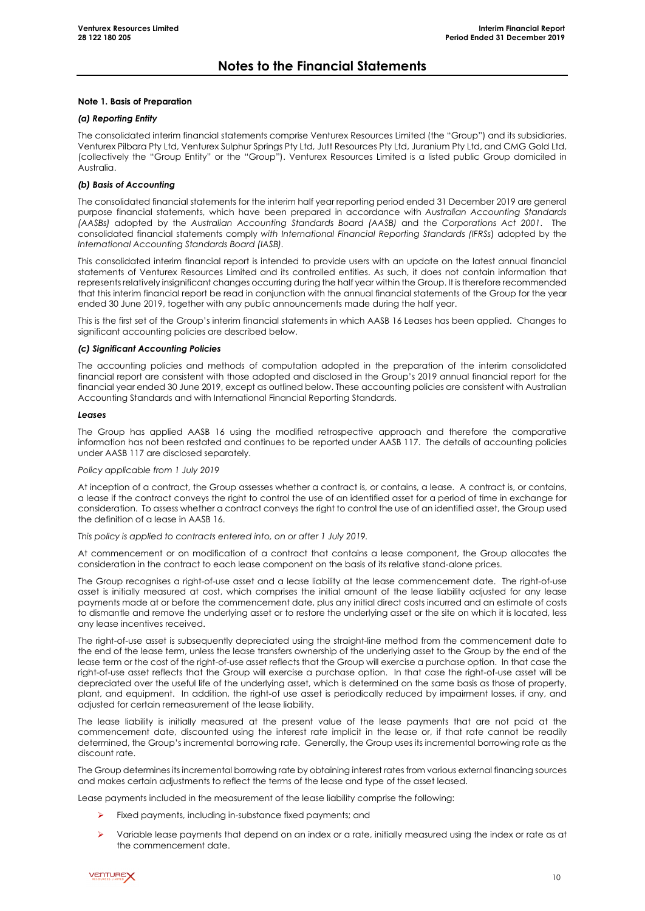# Notes to the Financial Statements

**Note 1. Basis of Preparation**

***(a) Reporting Entity***

The consolidated interim financial statements comprise Venturex Resources Limited (the "Group") and its subsidiaries, Venturex Pilbara Pty Ltd, Venturex Sulphur Springs Pty Ltd, Jutt Resources Pty Ltd, Juranium Pty Ltd, and CMG Gold Ltd, (collectively the "Group Entity" or the "Group"). Venturex Resources Limited is a listed public Group domiciled in Australia.

***(b) Basis of Accounting***

The consolidated financial statements for the interim half year reporting period ended 31 December 2019 are general purpose financial statements, which have been prepared in accordance with *Australian Accounting Standards (AASBs)* adopted by the *Australian Accounting Standards Board (AASB)* and the *Corporations Act 2001*. The consolidated financial statements comply *with International Financial Reporting Standards (IFRSs*) adopted by the *International Accounting Standards Board (IASB).*

This consolidated interim financial report is intended to provide users with an update on the latest annual financial statements of Venturex Resources Limited and its controlled entities. As such, it does not contain information that represents relatively insignificant changes occurring during the half year within the Group. It is therefore recommended that this interim financial report be read in conjunction with the annual financial statements of the Group for the year ended 30 June 2019, together with any public announcements made during the half year.

This is the first set of the Group's interim financial statements in which AASB 16 Leases has been applied. Changes to significant accounting policies are described below.

***(c) Significant Accounting Policies***

The accounting policies and methods of computation adopted in the preparation of the interim consolidated financial report are consistent with those adopted and disclosed in the Group's 2019 annual financial report for the financial year ended 30 June 2019, except as outlined below. These accounting policies are consistent with Australian Accounting Standards and with International Financial Reporting Standards.

***Leases***

The Group has applied AASB 16 using the modified retrospective approach and therefore the comparative information has not been restated and continues to be reported under AASB 117. The details of accounting policies under AASB 117 are disclosed separately.

*Policy applicable from 1 July 2019*

At inception of a contract, the Group assesses whether a contract is, or contains, a lease. A contract is, or contains, a lease if the contract conveys the right to control the use of an identified asset for a period of time in exchange for consideration. To assess whether a contract conveys the right to control the use of an identified asset, the Group used the definition of a lease in AASB 16.

*This policy is applied to contracts entered into, on or after 1 July 2019.*

At commencement or on modification of a contract that contains a lease component, the Group allocates the consideration in the contract to each lease component on the basis of its relative stand-alone prices.

The Group recognises a right-of-use asset and a lease liability at the lease commencement date. The right-of-use asset is initially measured at cost, which comprises the initial amount of the lease liability adjusted for any lease payments made at or before the commencement date, plus any initial direct costs incurred and an estimate of costs to dismantle and remove the underlying asset or to restore the underlying asset or the site on which it is located, less any lease incentives received.

The right-of-use asset is subsequently depreciated using the straight-line method from the commencement date to the end of the lease term, unless the lease transfers ownership of the underlying asset to the Group by the end of the lease term or the cost of the right-of-use asset reflects that the Group will exercise a purchase option. In that case the right-of-use asset reflects that the Group will exercise a purchase option. In that case the right-of-use asset will be depreciated over the useful life of the underlying asset, which is determined on the same basis as those of property, plant, and equipment. In addition, the right-of use asset is periodically reduced by impairment losses, if any, and adjusted for certain remeasurement of the lease liability.

The lease liability is initially measured at the present value of the lease payments that are not paid at the commencement date, discounted using the interest rate implicit in the lease or, if that rate cannot be readily determined, the Group's incremental borrowing rate. Generally, the Group uses its incremental borrowing rate as the discount rate.

The Group determines its incremental borrowing rate by obtaining interest rates from various external financing sources and makes certain adjustments to reflect the terms of the lease and type of the asset leased.

Lease payments included in the measurement of the lease liability comprise the following:

- Fixed payments, including in-substance fixed payments; and
- Variable lease payments that depend on an index or a rate, initially measured using the index or rate as at the commencement date.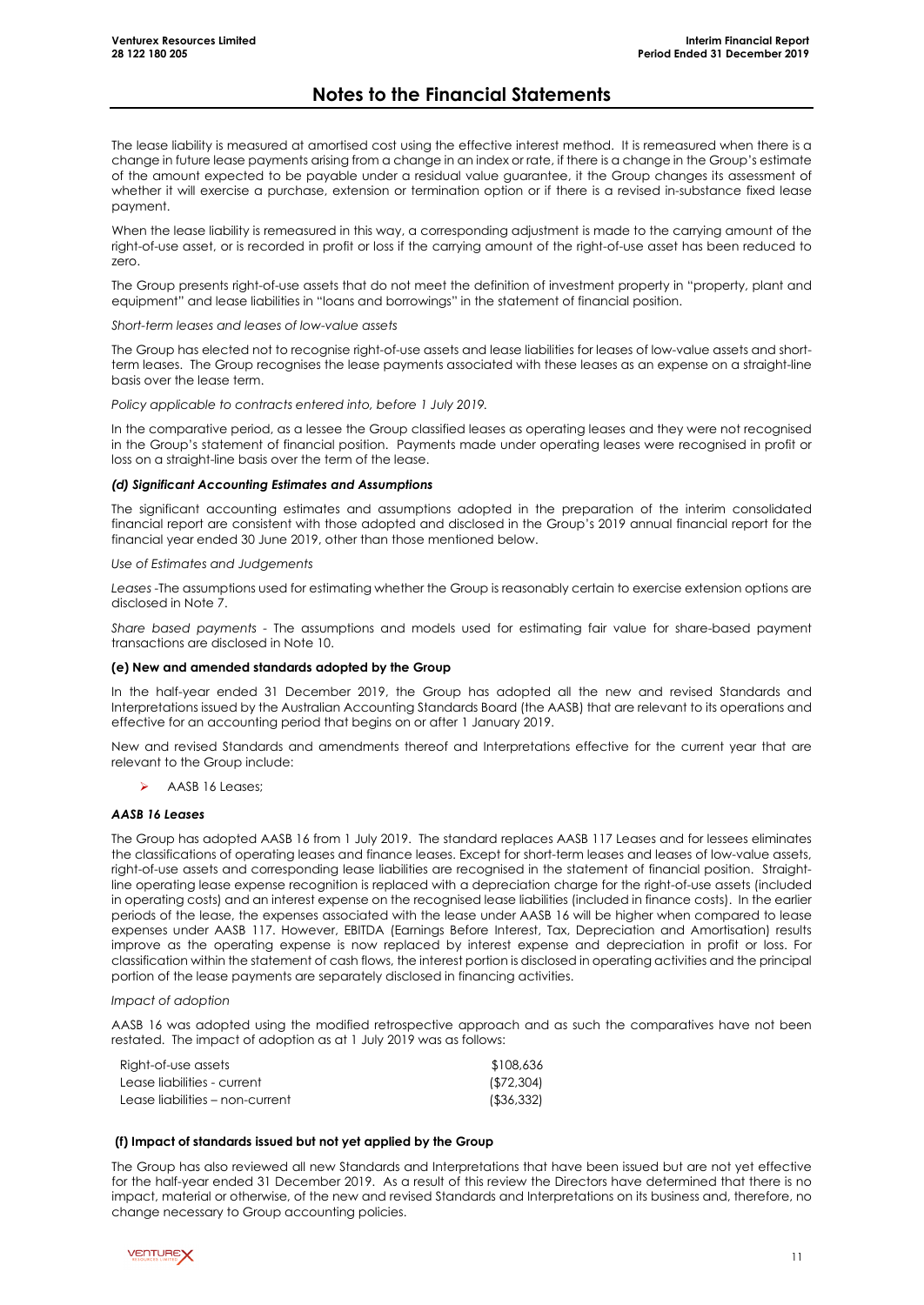# Notes to the Financial Statements

The lease liability is measured at amortised cost using the effective interest method. It is remeasured when there is a change in future lease payments arising from a change in an index or rate, if there is a change in the Group's estimate of the amount expected to be payable under a residual value guarantee, it the Group changes its assessment of whether it will exercise a purchase, extension or termination option or if there is a revised in-substance fixed lease payment.

When the lease liability is remeasured in this way, a corresponding adjustment is made to the carrying amount of the right-of-use asset, or is recorded in profit or loss if the carrying amount of the right-of-use asset has been reduced to zero.

The Group presents right-of-use assets that do not meet the definition of investment property in "property, plant and equipment" and lease liabilities in "loans and borrowings" in the statement of financial position.

*Short-term leases and leases of low-value assets*

The Group has elected not to recognise right-of-use assets and lease liabilities for leases of low-value assets and short-term leases. The Group recognises the lease payments associated with these leases as an expense on a straight-line basis over the lease term.

*Policy applicable to contracts entered into, before 1 July 2019.*

In the comparative period, as a lessee the Group classified leases as operating leases and they were not recognised in the Group's statement of financial position. Payments made under operating leases were recognised in profit or loss on a straight-line basis over the term of the lease.

### *(d) Significant Accounting Estimates and Assumptions*

The significant accounting estimates and assumptions adopted in the preparation of the interim consolidated financial report are consistent with those adopted and disclosed in the Group's 2019 annual financial report for the financial year ended 30 June 2019, other than those mentioned below.

*Use of Estimates and Judgements*

*Leases* -The assumptions used for estimating whether the Group is reasonably certain to exercise extension options are disclosed in Note 7.

*Share based payments* - The assumptions and models used for estimating fair value for share-based payment transactions are disclosed in Note 10.

### (e) New and amended standards adopted by the Group

In the half-year ended 31 December 2019, the Group has adopted all the new and revised Standards and Interpretations issued by the Australian Accounting Standards Board (the AASB) that are relevant to its operations and effective for an accounting period that begins on or after 1 January 2019.

New and revised Standards and amendments thereof and Interpretations effective for the current year that are relevant to the Group include:

- AASB 16 Leases;

### *AASB 16 Leases*

The Group has adopted AASB 16 from 1 July 2019. The standard replaces AASB 117 Leases and for lessees eliminates the classifications of operating leases and finance leases. Except for short-term leases and leases of low-value assets, right-of-use assets and corresponding lease liabilities are recognised in the statement of financial position. Straight-line operating lease expense recognition is replaced with a depreciation charge for the right-of-use assets (included in operating costs) and an interest expense on the recognised lease liabilities (included in finance costs). In the earlier periods of the lease, the expenses associated with the lease under AASB 16 will be higher when compared to lease expenses under AASB 117. However, EBITDA (Earnings Before Interest, Tax, Depreciation and Amortisation) results improve as the operating expense is now replaced by interest expense and depreciation in profit or loss. For classification within the statement of cash flows, the interest portion is disclosed in operating activities and the principal portion of the lease payments are separately disclosed in financing activities.

*Impact of adoption*

AASB 16 was adopted using the modified retrospective approach and as such the comparatives have not been restated. The impact of adoption as at 1 July 2019 was as follows:

| | |
|---|---|
| Right-of-use assets | $108,636 |
| Lease liabilities - current | ($72,304) |
| Lease liabilities – non-current | ($36,332) |

### (f) Impact of standards issued but not yet applied by the Group

The Group has also reviewed all new Standards and Interpretations that have been issued but are not yet effective for the half-year ended 31 December 2019. As a result of this review the Directors have determined that there is no impact, material or otherwise, of the new and revised Standards and Interpretations on its business and, therefore, no change necessary to Group accounting policies.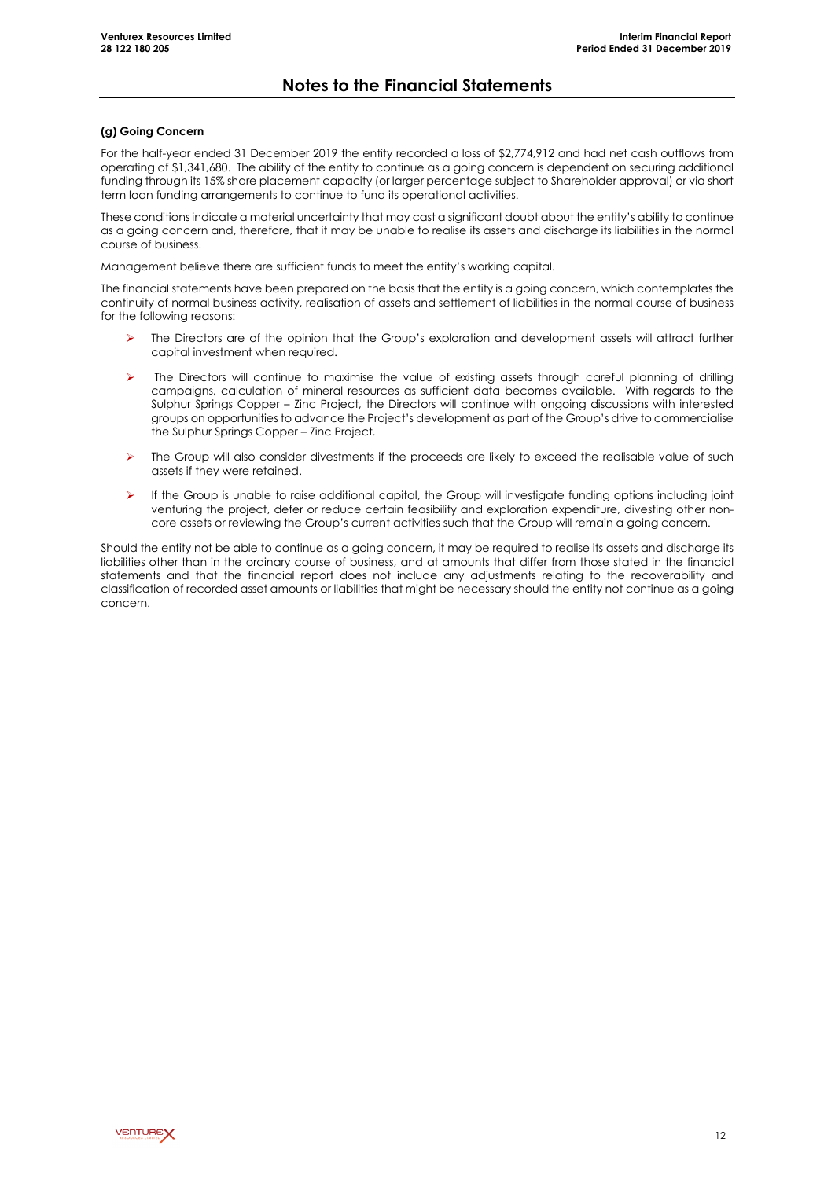# Notes to the Financial Statements

**(g) Going Concern**

For the half-year ended 31 December 2019 the entity recorded a loss of $2,774,912 and had net cash outflows from operating of $1,341,680. The ability of the entity to continue as a going concern is dependent on securing additional funding through its 15% share placement capacity (or larger percentage subject to Shareholder approval) or via short term loan funding arrangements to continue to fund its operational activities.

These conditions indicate a material uncertainty that may cast a significant doubt about the entity's ability to continue as a going concern and, therefore, that it may be unable to realise its assets and discharge its liabilities in the normal course of business.

Management believe there are sufficient funds to meet the entity's working capital.

The financial statements have been prepared on the basis that the entity is a going concern, which contemplates the continuity of normal business activity, realisation of assets and settlement of liabilities in the normal course of business for the following reasons:

- The Directors are of the opinion that the Group's exploration and development assets will attract further capital investment when required.
- The Directors will continue to maximise the value of existing assets through careful planning of drilling campaigns, calculation of mineral resources as sufficient data becomes available. With regards to the Sulphur Springs Copper – Zinc Project, the Directors will continue with ongoing discussions with interested groups on opportunities to advance the Project's development as part of the Group's drive to commercialise the Sulphur Springs Copper – Zinc Project.
- The Group will also consider divestments if the proceeds are likely to exceed the realisable value of such assets if they were retained.
- If the Group is unable to raise additional capital, the Group will investigate funding options including joint venturing the project, defer or reduce certain feasibility and exploration expenditure, divesting other non-core assets or reviewing the Group's current activities such that the Group will remain a going concern.

Should the entity not be able to continue as a going concern, it may be required to realise its assets and discharge its liabilities other than in the ordinary course of business, and at amounts that differ from those stated in the financial statements and that the financial report does not include any adjustments relating to the recoverability and classification of recorded asset amounts or liabilities that might be necessary should the entity not continue as a going concern.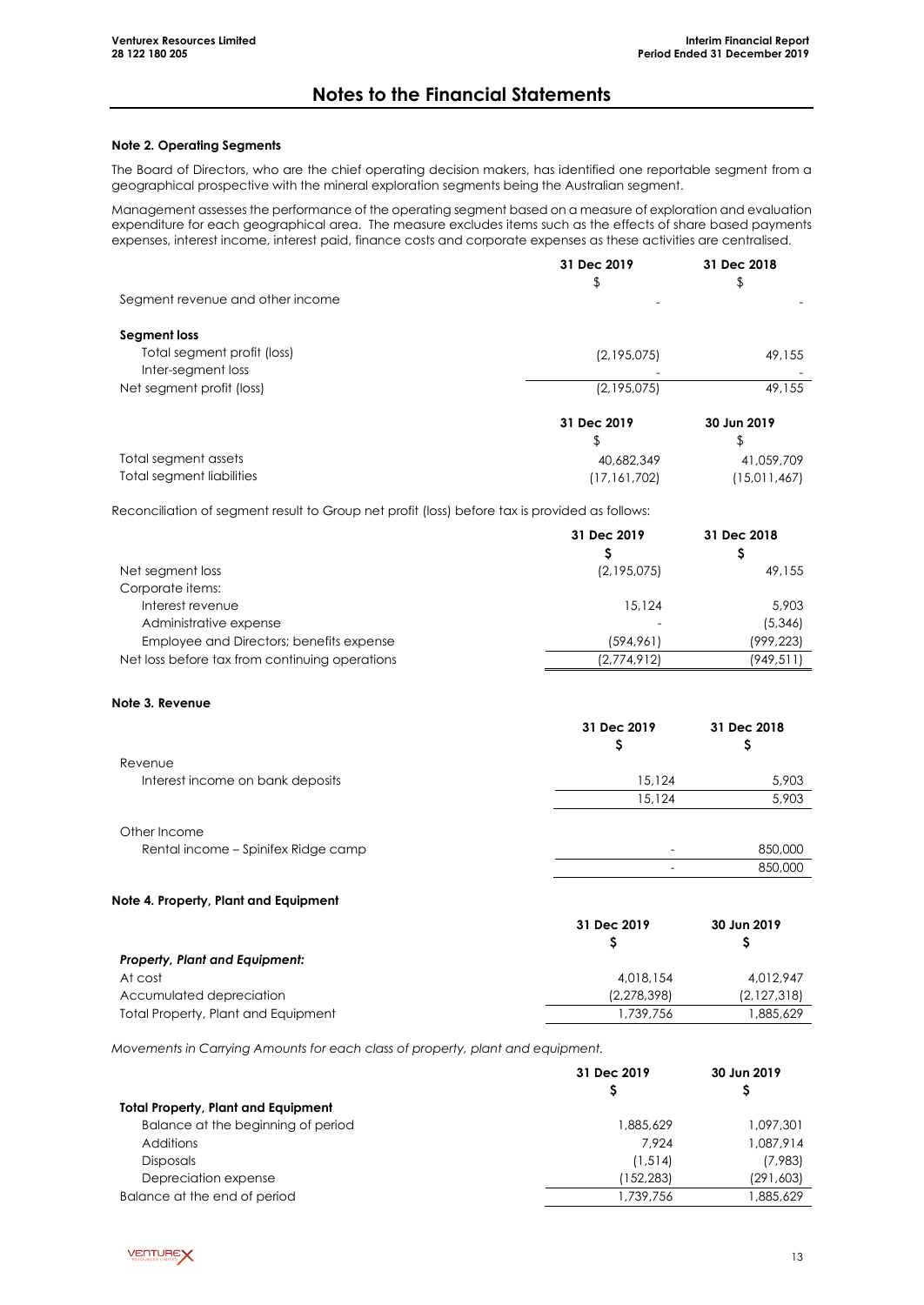# Notes to the Financial Statements

### Note 2. Operating Segments

The Board of Directors, who are the chief operating decision makers, has identified one reportable segment from a geographical prospective with the mineral exploration segments being the Australian segment.

Management assesses the performance of the operating segment based on a measure of exploration and evaluation expenditure for each geographical area. The measure excludes items such as the effects of share based payments expenses, interest income, interest paid, finance costs and corporate expenses as these activities are centralised.

| | 31 Dec 2019 | 31 Dec 2018 |
|---|---|---|
| | $ | $ |
| Segment revenue and other income | - | - |
| **Segment loss** | | |
| Total segment profit (loss) | (2,195,075) | 49,155 |
| Inter-segment loss | - | - |
| Net segment profit (loss) | (2,195,075) | 49,155 |

| | 31 Dec 2019 | 30 Jun 2019 |
|---|---|---|
| | $ | $ |
| Total segment assets | 40,682,349 | 41,059,709 |
| Total segment liabilities | (17,161,702) | (15,011,467) |

Reconciliation of segment result to Group net profit (loss) before tax is provided as follows:

| | 31 Dec 2019 | 31 Dec 2018 |
|---|---|---|
| | $ | $ |
| Net segment loss | (2,195,075) | 49,155 |
| Corporate items: | | |
| Interest revenue | 15,124 | 5,903 |
| Administrative expense | - | (5,346) |
| Employee and Directors; benefits expense | (594,961) | (999,223) |
| Net loss before tax from continuing operations | (2,774,912) | (949,511) |

### Note 3. Revenue

| | 31 Dec 2019 | 31 Dec 2018 |
|---|---|---|
| | $ | $ |
| Revenue | | |
| Interest income on bank deposits | 15,124 | 5,903 |
| | 15,124 | 5,903 |
| Other Income | | |
| Rental income – Spinifex Ridge camp | - | 850,000 |
| | - | 850,000 |

### Note 4. Property, Plant and Equipment

| | 31 Dec 2019 | 30 Jun 2019 |
|---|---|---|
| | $ | $ |
| ***Property, Plant and Equipment:*** | | |
| At cost | 4,018,154 | 4,012,947 |
| Accumulated depreciation | (2,278,398) | (2,127,318) |
| Total Property, Plant and Equipment | 1,739,756 | 1,885,629 |

*Movements in Carrying Amounts for each class of property, plant and equipment.*

| | 31 Dec 2019 | 30 Jun 2019 |
|---|---|---|
| | $ | $ |
| **Total Property, Plant and Equipment** | | |
| Balance at the beginning of period | 1,885,629 | 1,097,301 |
| Additions | 7,924 | 1,087,914 |
| Disposals | (1,514) | (7,983) |
| Depreciation expense | (152,283) | (291,603) |
| Balance at the end of period | 1,739,756 | 1,885,629 |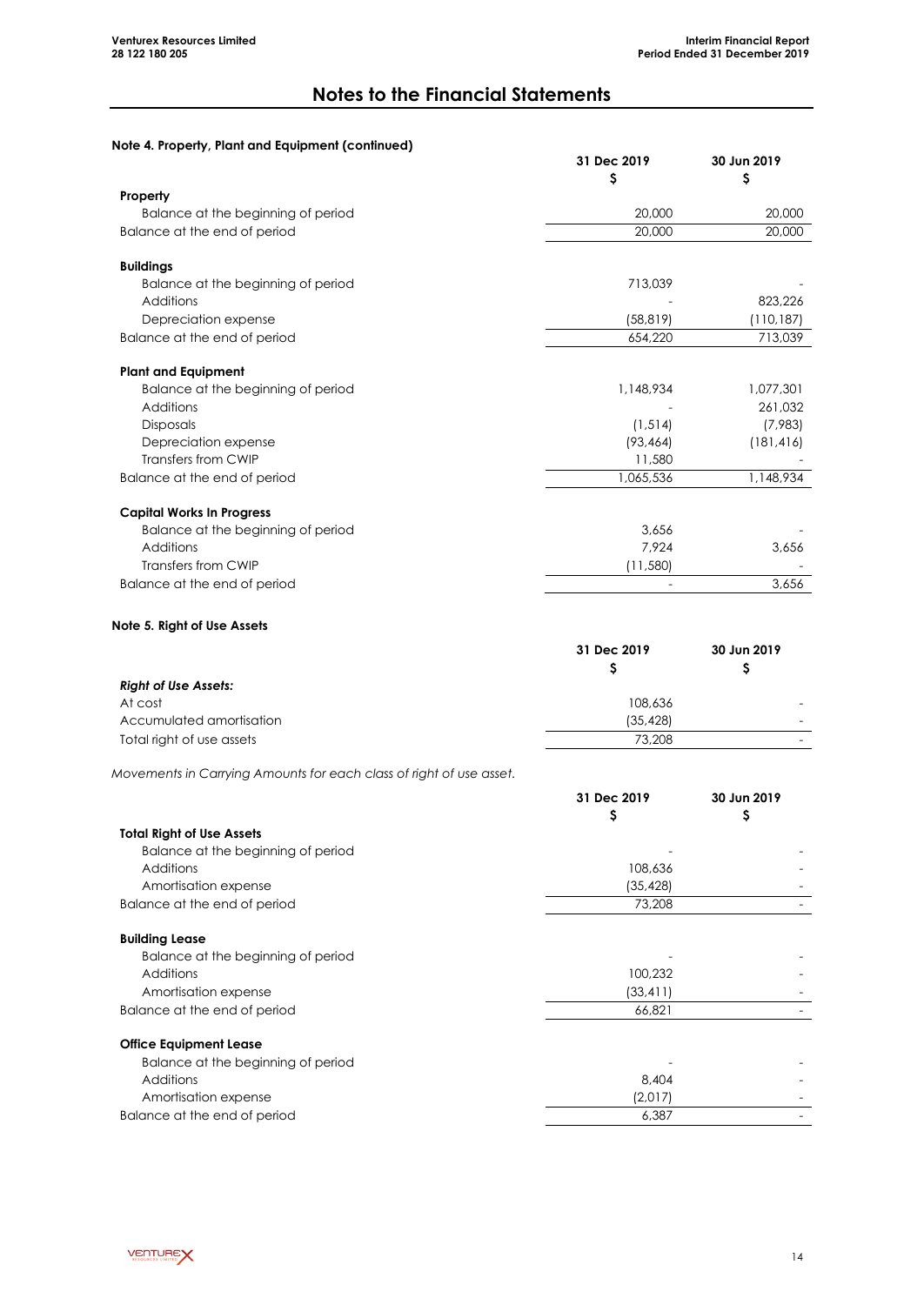# Notes to the Financial Statements

## Note 4. Property, Plant and Equipment (continued)

| | 31 Dec 2019 $ | 30 Jun 2019 $ |
|---|---|---|
| **Property** | | |
| Balance at the beginning of period | 20,000 | 20,000 |
| Balance at the end of period | 20,000 | 20,000 |
| | | |
| **Buildings** | | |
| Balance at the beginning of period | 713,039 | - |
| Additions | - | 823,226 |
| Depreciation expense | (58,819) | (110,187) |
| Balance at the end of period | 654,220 | 713,039 |
| | | |
| **Plant and Equipment** | | |
| Balance at the beginning of period | 1,148,934 | 1,077,301 |
| Additions | - | 261,032 |
| Disposals | (1,514) | (7,983) |
| Depreciation expense | (93,464) | (181,416) |
| Transfers from CWIP | 11,580 | - |
| Balance at the end of period | 1,065,536 | 1,148,934 |
| | | |
| **Capital Works In Progress** | | |
| Balance at the beginning of period | 3,656 | - |
| Additions | 7,924 | 3,656 |
| Transfers from CWIP | (11,580) | - |
| Balance at the end of period | - | 3,656 |

## Note 5. Right of Use Assets

| | 31 Dec 2019 $ | 30 Jun 2019 $ |
|---|---|---|
| ***Right of Use Assets:*** | | |
| At cost | 108,636 | - |
| Accumulated amortisation | (35,428) | - |
| Total right of use assets | 73,208 | - |

*Movements in Carrying Amounts for each class of right of use asset.*

| | 31 Dec 2019 $ | 30 Jun 2019 $ |
|---|---|---|
| **Total Right of Use Assets** | | |
| Balance at the beginning of period | - | - |
| Additions | 108,636 | - |
| Amortisation expense | (35,428) | - |
| Balance at the end of period | 73,208 | - |
| | | |
| **Building Lease** | | |
| Balance at the beginning of period | - | - |
| Additions | 100,232 | - |
| Amortisation expense | (33,411) | - |
| Balance at the end of period | 66,821 | - |
| | | |
| **Office Equipment Lease** | | |
| Balance at the beginning of period | - | - |
| Additions | 8,404 | - |
| Amortisation expense | (2,017) | - |
| Balance at the end of period | 6,387 | - |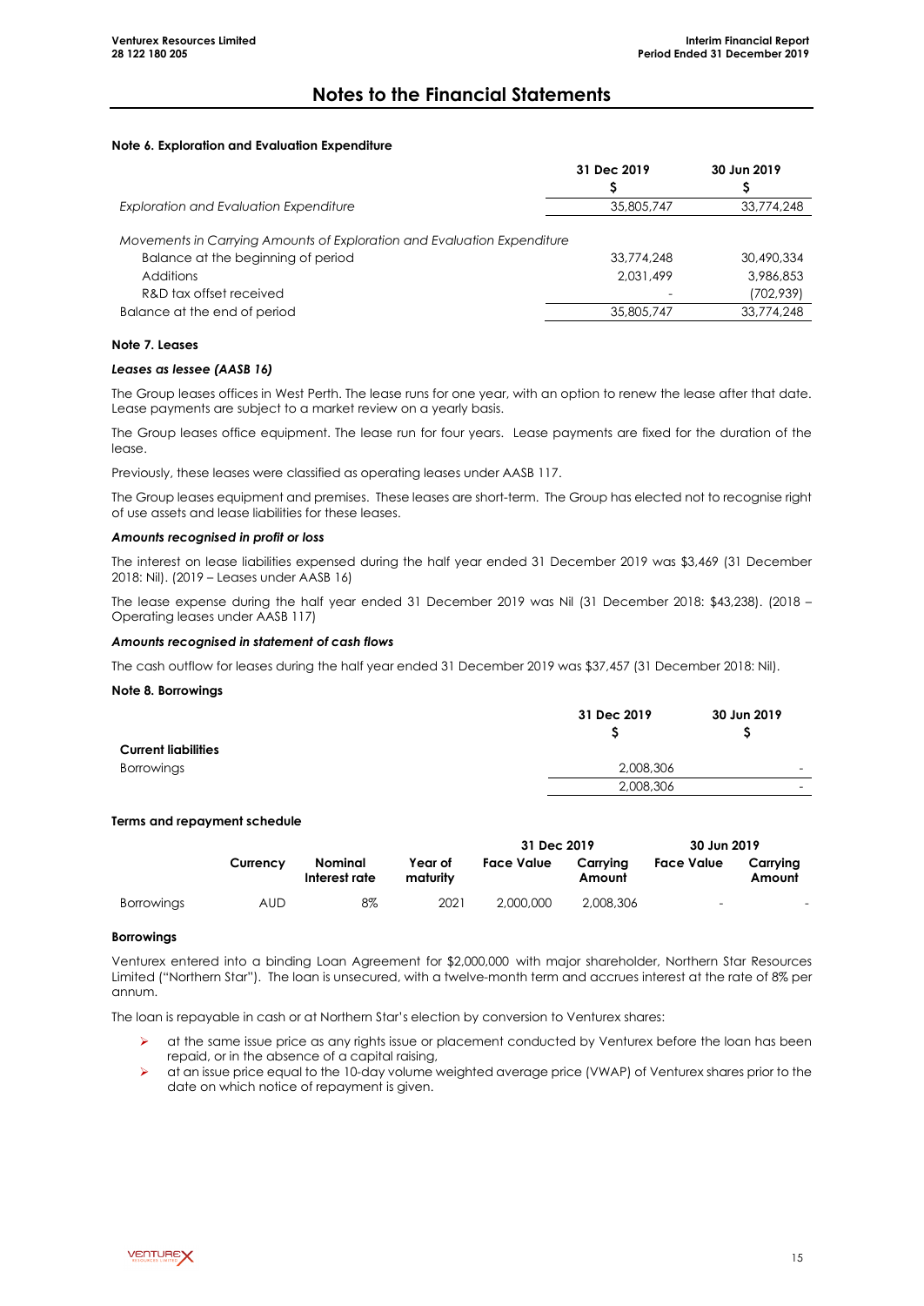# Notes to the Financial Statements

### Note 6. Exploration and Evaluation Expenditure

| | 31 Dec 2019 $ | 30 Jun 2019 $ |
|---|---|---|
| *Exploration and Evaluation Expenditure* | 35,805,747 | 33,774,248 |
| | | |
| *Movements in Carrying Amounts of Exploration and Evaluation Expenditure* | | |
| Balance at the beginning of period | 33,774,248 | 30,490,334 |
| Additions | 2,031,499 | 3,986,853 |
| R&D tax offset received | - | (702,939) |
| Balance at the end of period | 35,805,747 | 33,774,248 |

### Note 7. Leases

***Leases as lessee (AASB 16)***

The Group leases offices in West Perth. The lease runs for one year, with an option to renew the lease after that date. Lease payments are subject to a market review on a yearly basis.

The Group leases office equipment. The lease run for four years. Lease payments are fixed for the duration of the lease.

Previously, these leases were classified as operating leases under AASB 117.

The Group leases equipment and premises. These leases are short-term. The Group has elected not to recognise right of use assets and lease liabilities for these leases.

***Amounts recognised in profit or loss***

The interest on lease liabilities expensed during the half year ended 31 December 2019 was $3,469 (31 December 2018: Nil). (2019 – Leases under AASB 16)

The lease expense during the half year ended 31 December 2019 was Nil (31 December 2018: $43,238). (2018 – Operating leases under AASB 117)

***Amounts recognised in statement of cash flows***

The cash outflow for leases during the half year ended 31 December 2019 was $37,457 (31 December 2018: Nil).

### Note 8. Borrowings

| | 31 Dec 2019 $ | 30 Jun 2019 $ |
|---|---|---|
| **Current liabilities** | | |
| Borrowings | 2,008,306 | - |
| | 2,008,306 | - |

**Terms and repayment schedule**

| | Currency | Nominal Interest rate | Year of maturity | 31 Dec 2019 Face Value | 31 Dec 2019 Carrying Amount | 30 Jun 2019 Face Value | 30 Jun 2019 Carrying Amount |
|---|---|---|---|---|---|---|---|
| Borrowings | AUD | 8% | 2021 | 2,000,000 | 2,008,306 | - | - |

**Borrowings**

Venturex entered into a binding Loan Agreement for $2,000,000 with major shareholder, Northern Star Resources Limited ("Northern Star"). The loan is unsecured, with a twelve-month term and accrues interest at the rate of 8% per annum.

The loan is repayable in cash or at Northern Star's election by conversion to Venturex shares:

- at the same issue price as any rights issue or placement conducted by Venturex before the loan has been repaid, or in the absence of a capital raising,
- at an issue price equal to the 10-day volume weighted average price (VWAP) of Venturex shares prior to the date on which notice of repayment is given.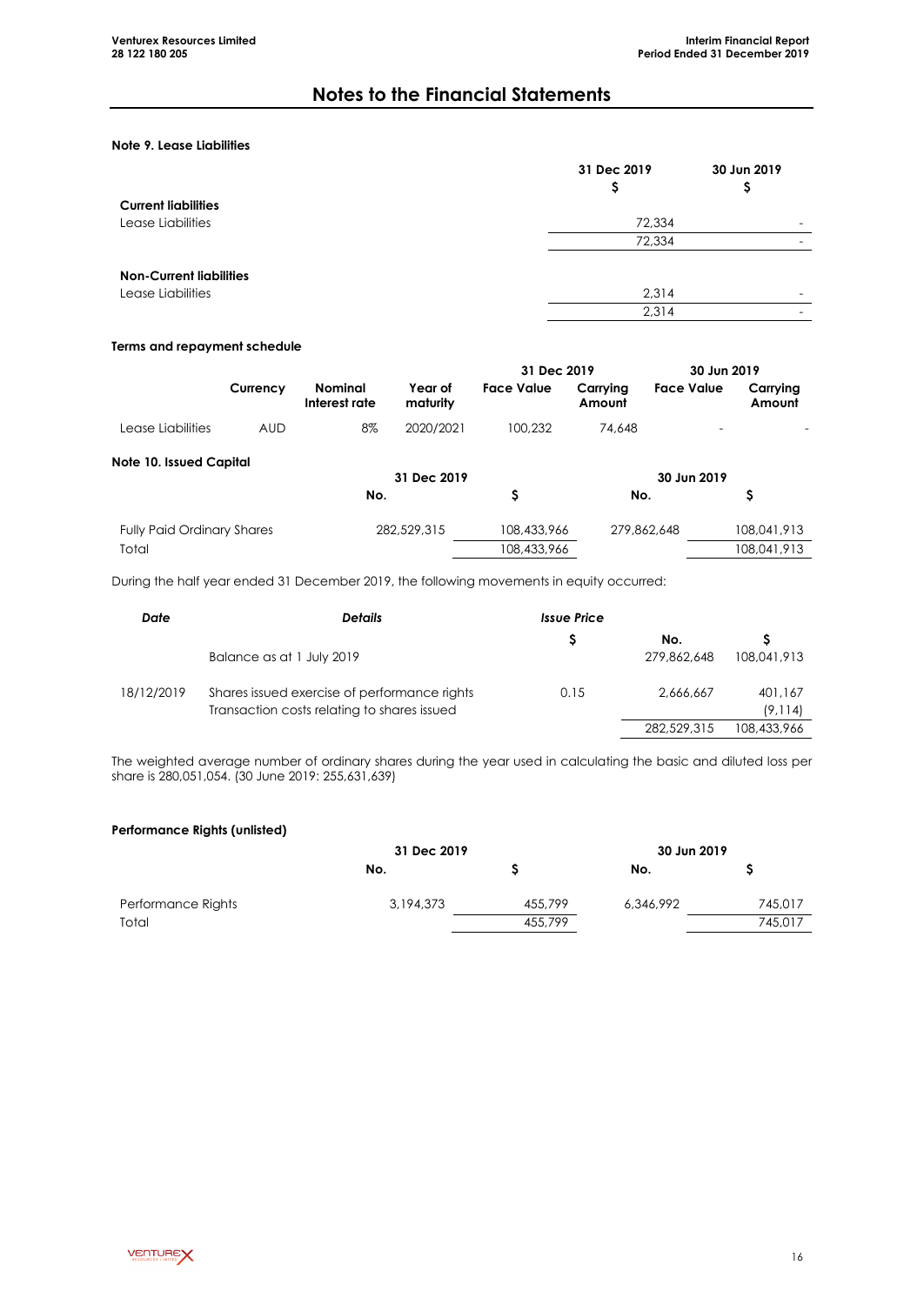# Notes to the Financial Statements

### Note 9. Lease Liabilities

| | 31 Dec 2019 $ | 30 Jun 2019 $ |
|---|---|---|
| **Current liabilities** | | |
| Lease Liabilities | 72,334 | - |
| | 72,334 | - |
| | | |
| **Non-Current liabilities** | | |
| Lease Liabilities | 2,314 | - |
| | 2,314 | - |

**Terms and repayment schedule**

| | Currency | Nominal Interest rate | Year of maturity | 31 Dec 2019 Face Value | 31 Dec 2019 Carrying Amount | 30 Jun 2019 Face Value | 30 Jun 2019 Carrying Amount |
|---|---|---|---|---|---|---|---|
| Lease Liabilities | AUD | 8% | 2020/2021 | 100,232 | 74,648 | - | - |

### Note 10. Issued Capital

| | 31 Dec 2019 No. | 31 Dec 2019 $ | 30 Jun 2019 No. | 30 Jun 2019 $ |
|---|---|---|---|---|
| Fully Paid Ordinary Shares | 282,529,315 | 108,433,966 | 279,862,648 | 108,041,913 |
| Total | | 108,433,966 | | 108,041,913 |

During the half year ended 31 December 2019, the following movements in equity occurred:

| *Date* | *Details* | *Issue Price* $ | No. | $ |
|---|---|---|---|---|
| | Balance as at 1 July 2019 | | 279,862,648 | 108,041,913 |
| 18/12/2019 | Shares issued exercise of performance rights | 0.15 | 2,666,667 | 401,167 |
| | Transaction costs relating to shares issued | | | (9,114) |
| | | | 282,529,315 | 108,433,966 |

The weighted average number of ordinary shares during the year used in calculating the basic and diluted loss per share is 280,051,054. (30 June 2019: 255,631,639)

**Performance Rights (unlisted)**

| | 31 Dec 2019 No. | 31 Dec 2019 $ | 30 Jun 2019 No. | 30 Jun 2019 $ |
|---|---|---|---|---|
| Performance Rights | 3,194,373 | 455,799 | 6,346,992 | 745,017 |
| Total | | 455,799 | | 745,017 |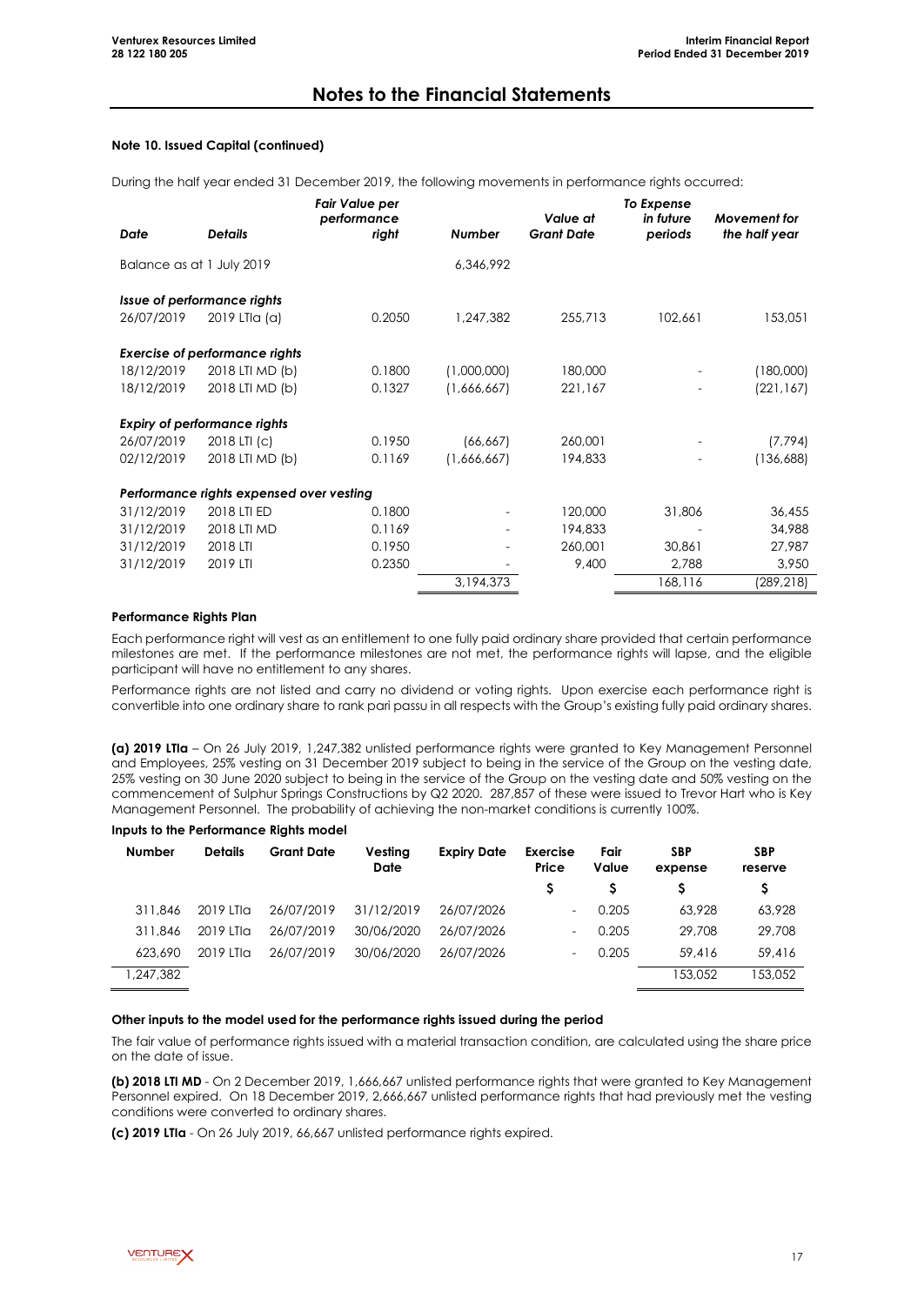# Notes to the Financial Statements

**Note 10. Issued Capital (continued)**

During the half year ended 31 December 2019, the following movements in performance rights occurred:

| Date | Details | Fair Value per performance right | Number | Value at Grant Date | To Expense in future periods | Movement for the half year |
|---|---|---|---|---|---|---|
| Balance as at 1 July 2019 | | | 6,346,992 | | | |
| ***Issue of performance rights*** | | | | | | |
| 26/07/2019 | 2019 LTIa (a) | 0.2050 | 1,247,382 | 255,713 | 102,661 | 153,051 |
| ***Exercise of performance rights*** | | | | | | |
| 18/12/2019 | 2018 LTI MD (b) | 0.1800 | (1,000,000) | 180,000 | - | (180,000) |
| 18/12/2019 | 2018 LTI MD (b) | 0.1327 | (1,666,667) | 221,167 | - | (221,167) |
| ***Expiry of performance rights*** | | | | | | |
| 26/07/2019 | 2018 LTI (c) | 0.1950 | (66,667) | 260,001 | - | (7,794) |
| 02/12/2019 | 2018 LTI MD (b) | 0.1169 | (1,666,667) | 194,833 | - | (136,688) |
| ***Performance rights expensed over vesting*** | | | | | | |
| 31/12/2019 | 2018 LTI ED | 0.1800 | - | 120,000 | 31,806 | 36,455 |
| 31/12/2019 | 2018 LTI MD | 0.1169 | - | 194,833 | - | 34,988 |
| 31/12/2019 | 2018 LTI | 0.1950 | - | 260,001 | 30,861 | 27,987 |
| 31/12/2019 | 2019 LTI | 0.2350 | - | 9,400 | 2,788 | 3,950 |
| | | | 3,194,373 | | 168,116 | (289,218) |

**Performance Rights Plan**

Each performance right will vest as an entitlement to one fully paid ordinary share provided that certain performance milestones are met. If the performance milestones are not met, the performance rights will lapse, and the eligible participant will have no entitlement to any shares.

Performance rights are not listed and carry no dividend or voting rights. Upon exercise each performance right is convertible into one ordinary share to rank pari passu in all respects with the Group's existing fully paid ordinary shares.

**(a) 2019 LTIa** – On 26 July 2019, 1,247,382 unlisted performance rights were granted to Key Management Personnel and Employees, 25% vesting on 31 December 2019 subject to being in the service of the Group on the vesting date, 25% vesting on 30 June 2020 subject to being in the service of the Group on the vesting date and 50% vesting on the commencement of Sulphur Springs Constructions by Q2 2020. 287,857 of these were issued to Trevor Hart who is Key Management Personnel. The probability of achieving the non-market conditions is currently 100%.

**Inputs to the Performance Rights model**

| Number | Details | Grant Date | Vesting Date | Expiry Date | Exercise Price | Fair Value | SBP expense | SBP reserve |
|---|---|---|---|---|---|---|---|---|
| | | | | | $ | $ | $ | $ |
| 311,846 | 2019 LTIa | 26/07/2019 | 31/12/2019 | 26/07/2026 | - | 0.205 | 63,928 | 63,928 |
| 311,846 | 2019 LTIa | 26/07/2019 | 30/06/2020 | 26/07/2026 | - | 0.205 | 29,708 | 29,708 |
| 623,690 | 2019 LTIa | 26/07/2019 | 30/06/2020 | 26/07/2026 | - | 0.205 | 59,416 | 59,416 |
| 1,247,382 | | | | | | | 153,052 | 153,052 |

**Other inputs to the model used for the performance rights issued during the period**

The fair value of performance rights issued with a material transaction condition, are calculated using the share price on the date of issue.

**(b) 2018 LTI MD** - On 2 December 2019, 1,666,667 unlisted performance rights that were granted to Key Management Personnel expired. On 18 December 2019, 2,666,667 unlisted performance rights that had previously met the vesting conditions were converted to ordinary shares.

**(c) 2019 LTIa** - On 26 July 2019, 66,667 unlisted performance rights expired.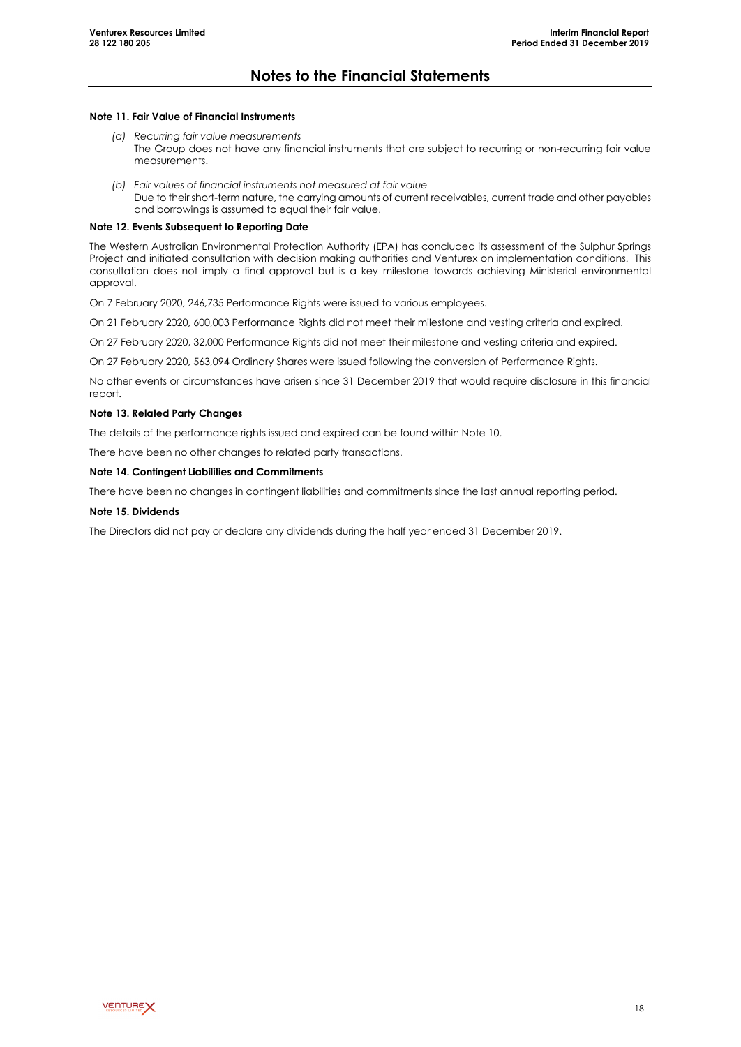# Notes to the Financial Statements

**Note 11. Fair Value of Financial Instruments**

(a) *Recurring fair value measurements*
The Group does not have any financial instruments that are subject to recurring or non-recurring fair value measurements.

(b) *Fair values of financial instruments not measured at fair value*
Due to their short-term nature, the carrying amounts of current receivables, current trade and other payables and borrowings is assumed to equal their fair value.

**Note 12. Events Subsequent to Reporting Date**

The Western Australian Environmental Protection Authority (EPA) has concluded its assessment of the Sulphur Springs Project and initiated consultation with decision making authorities and Venturex on implementation conditions. This consultation does not imply a final approval but is a key milestone towards achieving Ministerial environmental approval.

On 7 February 2020, 246,735 Performance Rights were issued to various employees.

On 21 February 2020, 600,003 Performance Rights did not meet their milestone and vesting criteria and expired.

On 27 February 2020, 32,000 Performance Rights did not meet their milestone and vesting criteria and expired.

On 27 February 2020, 563,094 Ordinary Shares were issued following the conversion of Performance Rights.

No other events or circumstances have arisen since 31 December 2019 that would require disclosure in this financial report.

**Note 13. Related Party Changes**

The details of the performance rights issued and expired can be found within Note 10.

There have been no other changes to related party transactions.

**Note 14. Contingent Liabilities and Commitments**

There have been no changes in contingent liabilities and commitments since the last annual reporting period.

**Note 15. Dividends**

The Directors did not pay or declare any dividends during the half year ended 31 December 2019.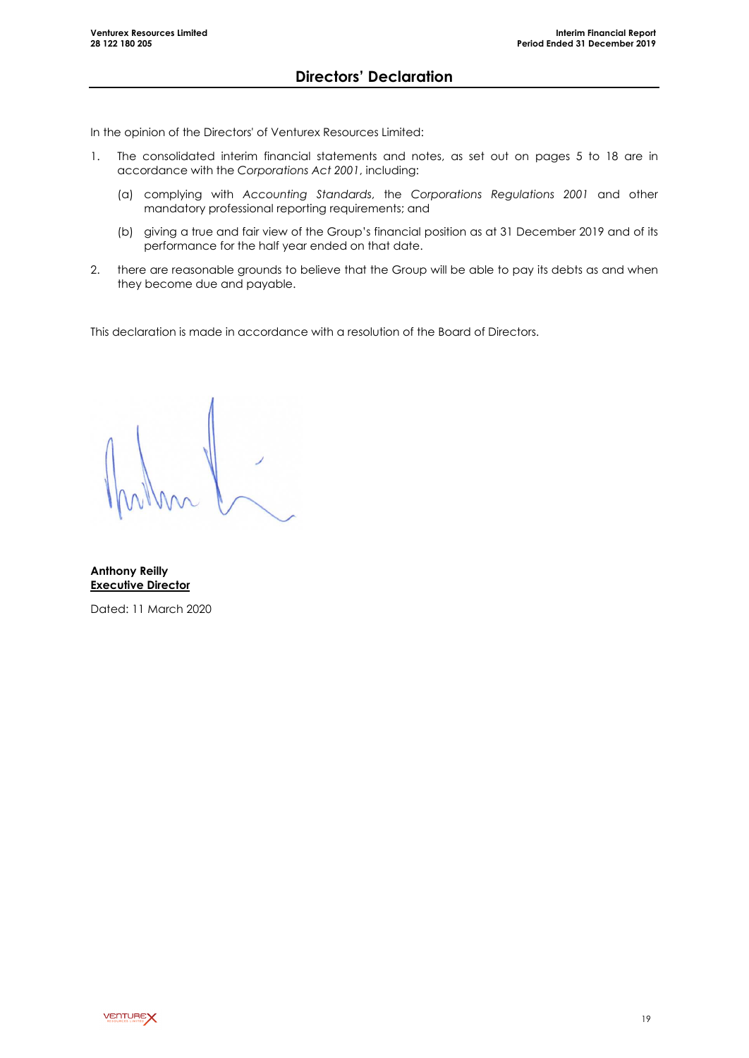# Directors' Declaration

In the opinion of the Directors' of Venturex Resources Limited:

1. The consolidated interim financial statements and notes, as set out on pages 5 to 18 are in accordance with the *Corporations Act 2001*, including:

   (a) complying with *Accounting Standards*, the *Corporations Regulations 2001* and other mandatory professional reporting requirements; and

   (b) giving a true and fair view of the Group's financial position as at 31 December 2019 and of its performance for the half year ended on that date.

2. there are reasonable grounds to believe that the Group will be able to pay its debts as and when they become due and payable.

This declaration is made in accordance with a resolution of the Board of Directors.

**Anthony Reilly**
**Executive Director**

Dated: 11 March 2020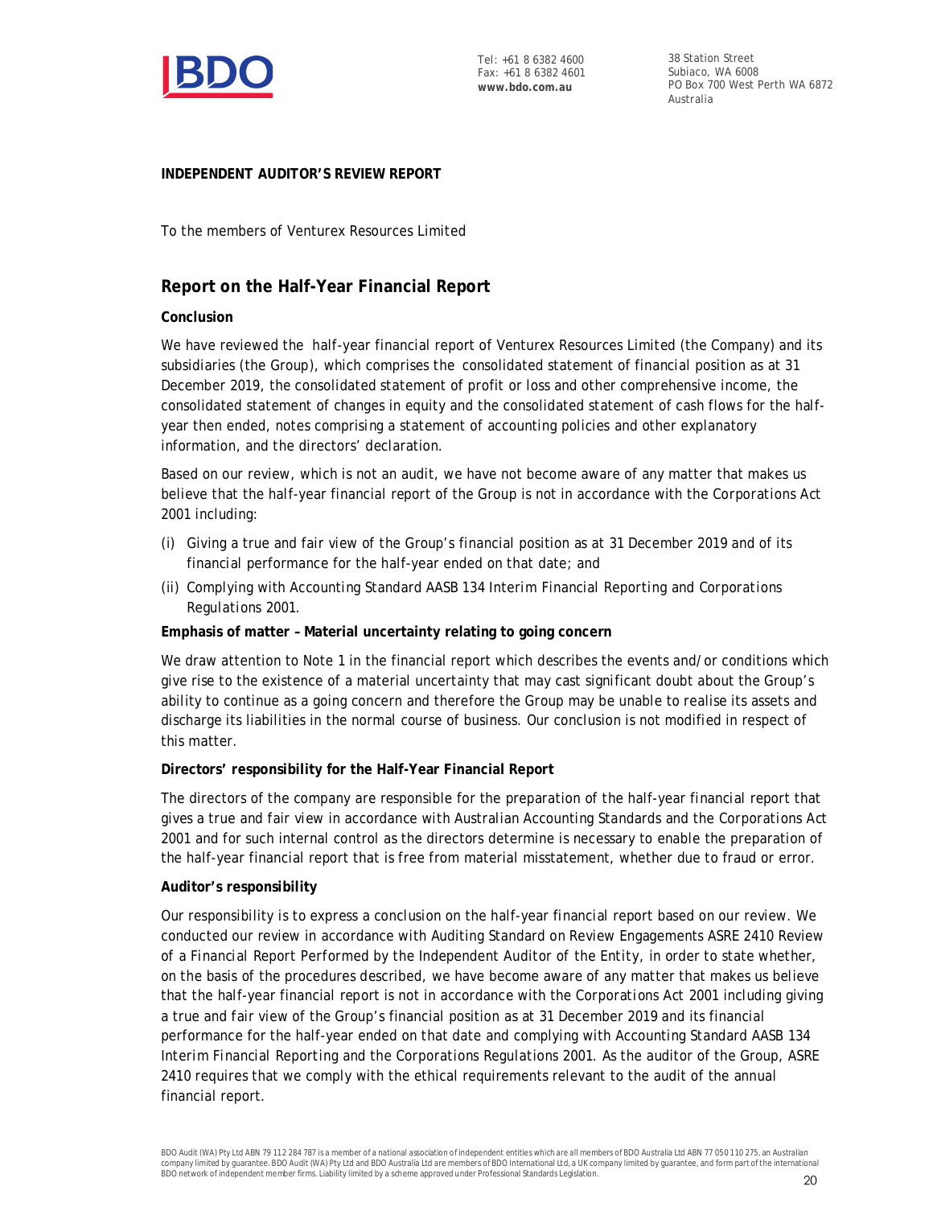**INDEPENDENT AUDITOR'S REVIEW REPORT**

To the members of Venturex Resources Limited

## Report on the Half-Year Financial Report

**Conclusion**

We have reviewed the half-year financial report of Venturex Resources Limited (the Company) and its subsidiaries (the Group), which comprises the consolidated statement of financial position as at 31 December 2019, the consolidated statement of profit or loss and other comprehensive income, the consolidated statement of changes in equity and the consolidated statement of cash flows for the half-year then ended, notes comprising a statement of accounting policies and other explanatory information, and the directors' declaration.

Based on our review, which is not an audit, we have not become aware of any matter that makes us believe that the half-year financial report of the Group is not in accordance with the *Corporations Act 2001* including:

(i) Giving a true and fair view of the Group's financial position as at 31 December 2019 and of its financial performance for the half-year ended on that date; and

(ii) Complying with Accounting Standard AASB 134 *Interim Financial Reporting* and *Corporations Regulations 2001*.

**Emphasis of matter – Material uncertainty relating to going concern**

We draw attention to Note 1 in the financial report which describes the events and/or conditions which give rise to the existence of a material uncertainty that may cast significant doubt about the Group's ability to continue as a going concern and therefore the Group may be unable to realise its assets and discharge its liabilities in the normal course of business. Our conclusion is not modified in respect of this matter.

**Directors' responsibility for the Half-Year Financial Report**

The directors of the company are responsible for the preparation of the half-year financial report that gives a true and fair view in accordance with Australian Accounting Standards and the *Corporations Act 2001* and for such internal control as the directors determine is necessary to enable the preparation of the half-year financial report that is free from material misstatement, whether due to fraud or error.

**Auditor's responsibility**

Our responsibility is to express a conclusion on the half-year financial report based on our review. We conducted our review in accordance with Auditing Standard on Review Engagements ASRE 2410 *Review of a Financial Report Performed by the Independent Auditor of the Entity*, in order to state whether, on the basis of the procedures described, we have become aware of any matter that makes us believe that the half-year financial report is not in accordance with the *Corporations Act 2001* including giving a true and fair view of the Group's financial position as at 31 December 2019 and its financial performance for the half-year ended on that date and complying with Accounting Standard AASB 134 *Interim Financial Reporting* and the *Corporations Regulations 2001*. As the auditor of the Group, ASRE 2410 requires that we comply with the ethical requirements relevant to the audit of the annual financial report.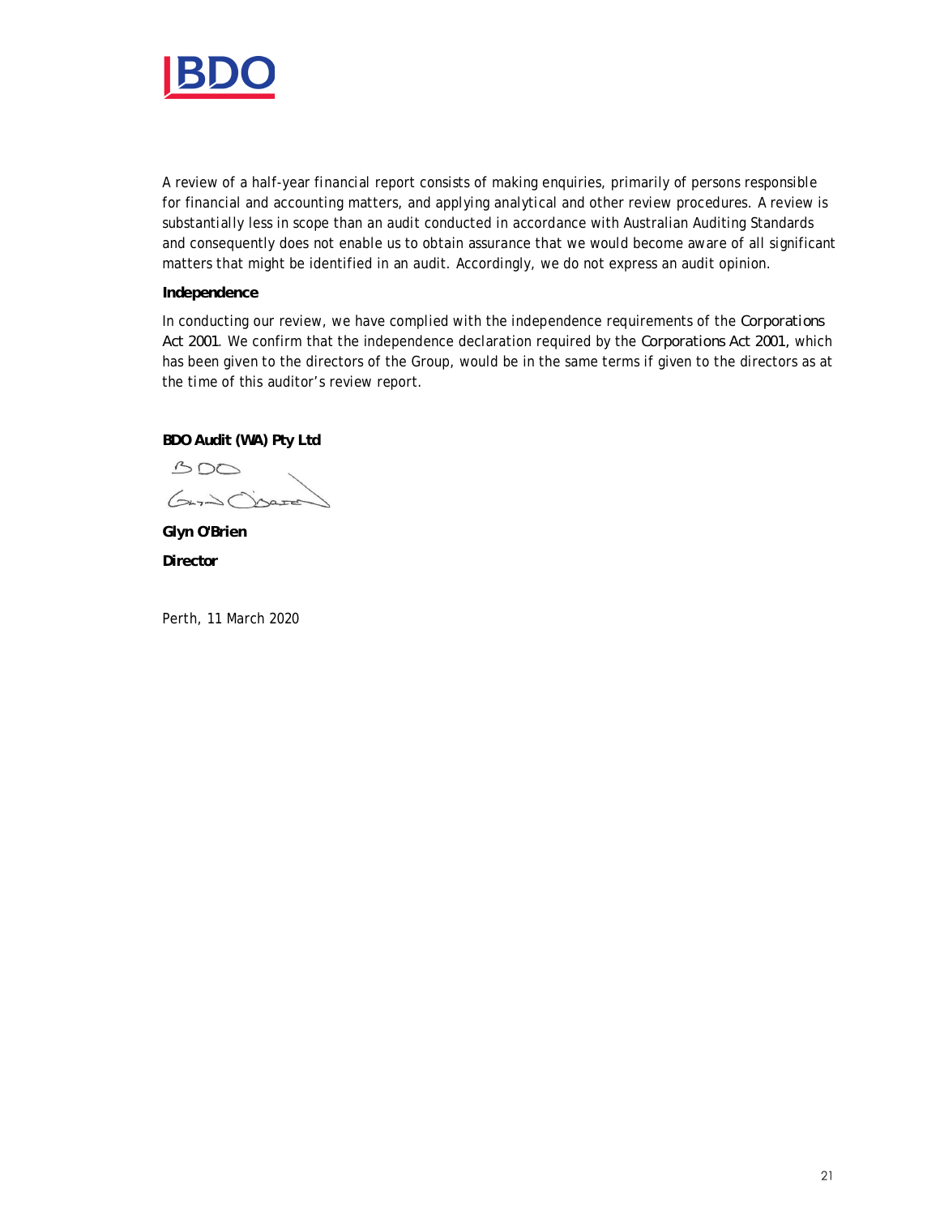A review of a half-year financial report consists of making enquiries, primarily of persons responsible for financial and accounting matters, and applying analytical and other review procedures. A review is substantially less in scope than an audit conducted in accordance with Australian Auditing Standards and consequently does not enable us to obtain assurance that we would become aware of all significant matters that might be identified in an audit. Accordingly, we do not express an audit opinion.

**Independence**

In conducting our review, we have complied with the independence requirements of the *Corporations Act 2001*. We confirm that the independence declaration required by the *Corporations Act 2001*, which has been given to the directors of the Group, would be in the same terms if given to the directors as at the time of this auditor's review report.

**BDO Audit (WA) Pty Ltd**

**Glyn O'Brien**

**Director**

Perth, 11 March 2020